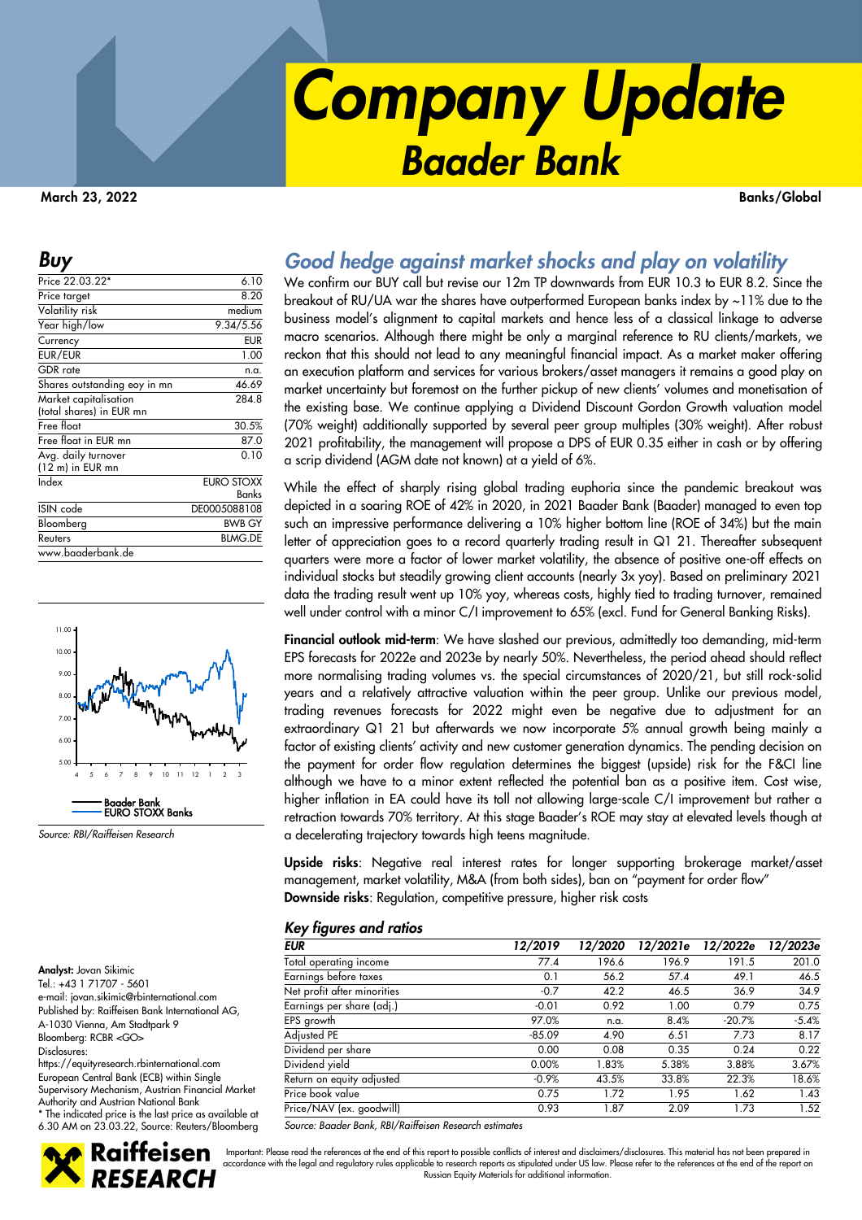# Company Update
## Baader Bank

March 23, 2022 — Banks/Global

## Buy

| | |
|---|---|
| Price 22.03.22* | 6.10 |
| Price target | 8.20 |
| Volatility risk | medium |
| Year high/low | 9.34/5.56 |
| Currency | EUR |
| EUR/EUR | 1.00 |
| GDR rate | n.a. |
| Shares outstanding eoy in mn | 46.69 |
| Market capitalisation (total shares) in EUR mn | 284.8 |
| Free float | 30.5% |
| Free float in EUR mn | 87.0 |
| Avg. daily turnover (12 m) in EUR mn | 0.10 |
| Index | EURO STOXX Banks |
| ISIN code | DE0005088108 |
| Bloomberg | BWB GY |
| Reuters | BLMG.DE |
| www.baaderbank.de | |

Baader Bank / EURO STOXX Banks

Source: RBI/Raiffeisen Research

**Analyst:** Jovan Sikimic
Tel.: +43 1 71707 - 5601
e-mail: jovan.sikimic@rbinternational.com
Published by: Raiffeisen Bank International AG, A-1030 Vienna, Am Stadtpark 9
Bloomberg: RCBR <GO>
Disclosures:
https://equityresearch.rbinternational.com
European Central Bank (ECB) within Single Supervisory Mechanism, Austrian Financial Market Authority and Austrian National Bank
\* The indicated price is the last price as available at 6.30 AM on 23.03.22, Source: Reuters/Bloomberg

## *Good hedge against market shocks and play on volatility*

We confirm our BUY call but revise our 12m TP downwards from EUR 10.3 to EUR 8.2. Since the breakout of RU/UA war the shares have outperformed European banks index by ~11% due to the business model's alignment to capital markets and hence less of a classical linkage to adverse macro scenarios. Although there might be only a marginal reference to RU clients/markets, we reckon that this should not lead to any meaningful financial impact. As a market maker offering an execution platform and services for various brokers/asset managers it remains a good play on market uncertainty but foremost on the further pickup of new clients' volumes and monetisation of the existing base. We continue applying a Dividend Discount Gordon Growth valuation model (70% weight) additionally supported by several peer group multiples (30% weight). After robust 2021 profitability, the management will propose a DPS of EUR 0.35 either in cash or by offering a scrip dividend (AGM date not known) at a yield of 6%.

While the effect of sharply rising global trading euphoria since the pandemic breakout was depicted in a soaring ROE of 42% in 2020, in 2021 Baader Bank (Baader) managed to even top such an impressive performance delivering a 10% higher bottom line (ROE of 34%) but the main letter of appreciation goes to a record quarterly trading result in Q1 21. Thereafter subsequent quarters were more a factor of lower market volatility, the absence of positive one-off effects on individual stocks but steadily growing client accounts (nearly 3x yoy). Based on preliminary 2021 data the trading result went up 10% yoy, whereas costs, highly tied to trading turnover, remained well under control with a minor C/I improvement to 65% (excl. Fund for General Banking Risks).

**Financial outlook mid-term**: We have slashed our previous, admittedly too demanding, mid-term EPS forecasts for 2022e and 2023e by nearly 50%. Nevertheless, the period ahead should reflect more normalising trading volumes vs. the special circumstances of 2020/21, but still rock-solid years and a relatively attractive valuation within the peer group. Unlike our previous model, trading revenues forecasts for 2022 might even be negative due to adjustment for an extraordinary Q1 21 but afterwards we now incorporate 5% annual growth being mainly a factor of existing clients' activity and new customer generation dynamics. The pending decision on the payment for order flow regulation determines the biggest (upside) risk for the F&CI line although we have to a minor extent reflected the potential ban as a positive item. Cost wise, higher inflation in EA could have its toll not allowing large-scale C/I improvement but rather a retraction towards 70% territory. At this stage Baader's ROE may stay at elevated levels though at a decelerating trajectory towards high teens magnitude.

**Upside risks**: Negative real interest rates for longer supporting brokerage market/asset management, market volatility, M&A (from both sides), ban on "payment for order flow"
**Downside risks**: Regulation, competitive pressure, higher risk costs

### *Key figures and ratios*

| EUR | 12/2019 | 12/2020 | 12/2021e | 12/2022e | 12/2023e |
|---|---|---|---|---|---|
| Total operating income | 77.4 | 196.6 | 196.9 | 191.5 | 201.0 |
| Earnings before taxes | 0.1 | 56.2 | 57.4 | 49.1 | 46.5 |
| Net profit after minorities | -0.7 | 42.2 | 46.5 | 36.9 | 34.9 |
| Earnings per share (adj.) | -0.01 | 0.92 | 1.00 | 0.79 | 0.75 |
| EPS growth | 97.0% | n.a. | 8.4% | -20.7% | -5.4% |
| Adjusted PE | -85.09 | 4.90 | 6.51 | 7.73 | 8.17 |
| Dividend per share | 0.00 | 0.08 | 0.35 | 0.24 | 0.22 |
| Dividend yield | 0.00% | 1.83% | 5.38% | 3.88% | 3.67% |
| Return on equity adjusted | -0.9% | 43.5% | 33.8% | 22.3% | 18.6% |
| Price book value | 0.75 | 1.72 | 1.95 | 1.62 | 1.43 |
| Price/NAV (ex. goodwill) | 0.93 | 1.87 | 2.09 | 1.73 | 1.52 |

Source: Baader Bank, RBI/Raiffeisen Research estimates

Important: Please read the references at the end of this report to possible conflicts of interest and disclaimers/disclosures. This material has not been prepared in accordance with the legal and regulatory rules applicable to research reports as stipulated under US law. Please refer to the references at the end of the report on Russian Equity Materials for additional information.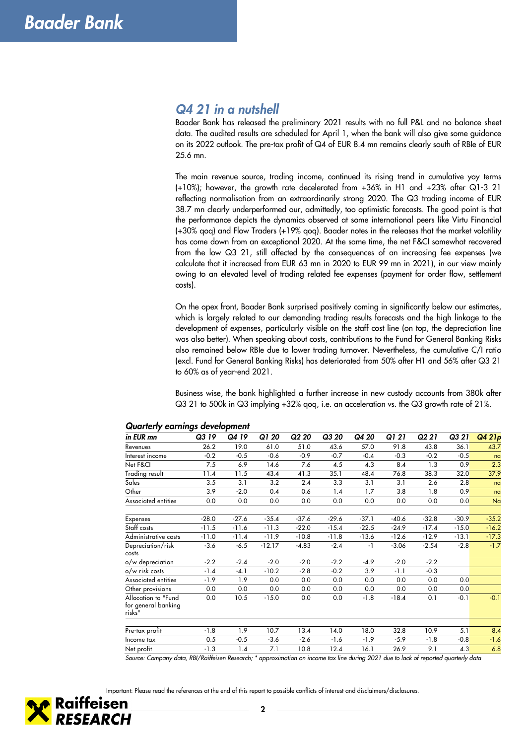## Q4 21 in a nutshell

Baader Bank has released the preliminary 2021 results with no full P&L and no balance sheet data. The audited results are scheduled for April 1, when the bank will also give some guidance on its 2022 outlook. The pre-tax profit of Q4 of EUR 8.4 mn remains clearly south of RBIe of EUR 25.6 mn.

The main revenue source, trading income, continued its rising trend in cumulative yoy terms (+10%); however, the growth rate decelerated from +36% in H1 and +23% after Q1-3 21 reflecting normalisation from an extraordinarily strong 2020. The Q3 trading income of EUR 38.7 mn clearly underperformed our, admittedly, too optimistic forecasts. The good point is that the performance depicts the dynamics observed at some international peers like Virtu Financial (+30% qoq) and Flow Traders (+19% qoq). Baader notes in the releases that the market volatility has come down from an exceptional 2020. At the same time, the net F&CI somewhat recovered from the low Q3 21, still affected by the consequences of an increasing fee expenses (we calculate that it increased from EUR 63 mn in 2020 to EUR 99 mn in 2021), in our view mainly owing to an elevated level of trading related fee expenses (payment for order flow, settlement costs).

On the opex front, Baader Bank surprised positively coming in significantly below our estimates, which is largely related to our demanding trading results forecasts and the high linkage to the development of expenses, particularly visible on the staff cost line (on top, the depreciation line was also better). When speaking about costs, contributions to the Fund for General Banking Risks also remained below RBIe due to lower trading turnover. Nevertheless, the cumulative C/I ratio (excl. Fund for General Banking Risks) has deteriorated from 50% after H1 and 56% after Q3 21 to 60% as of year-end 2021.

Business wise, the bank highlighted a further increase in new custody accounts from 380k after Q3 21 to 500k in Q3 implying +32% qoq, i.e. an acceleration vs. the Q3 growth rate of 21%.

***Quarterly earnings development***

| *in EUR mn* | *Q3 19* | *Q4 19* | *Q1 20* | *Q2 20* | *Q3 20* | *Q4 20* | *Q1 21* | *Q2 21* | *Q3 21* | *Q4 21p* |
|---|---|---|---|---|---|---|---|---|---|---|
| Revenues | 26.2 | 19.0 | 61.0 | 51.0 | 43.6 | 57.0 | 91.8 | 43.8 | 36.1 | 43.7 |
| Interest income | -0.2 | -0.5 | -0.6 | -0.9 | -0.7 | -0.4 | -0.3 | -0.2 | -0.5 | na |
| Net F&CI | 7.5 | 6.9 | 14.6 | 7.6 | 4.5 | 4.3 | 8.4 | 1.3 | 0.9 | 2.3 |
| Trading result | 11.4 | 11.5 | 43.4 | 41.3 | 35.1 | 48.4 | 76.8 | 38.3 | 32.0 | 37.9 |
| Sales | 3.5 | 3.1 | 3.2 | 2.4 | 3.3 | 3.1 | 3.1 | 2.6 | 2.8 | na |
| Other | 3.9 | -2.0 | 0.4 | 0.6 | 1.4 | 1.7 | 3.8 | 1.8 | 0.9 | na |
| Associated entities | 0.0 | 0.0 | 0.0 | 0.0 | 0.0 | 0.0 | 0.0 | 0.0 | 0.0 | Na |
| | | | | | | | | | | |
| Expenses | -28.0 | -27.6 | -35.4 | -37.6 | -29.6 | -37.1 | -40.6 | -32.8 | -30.9 | -35.2 |
| Staff costs | -11.5 | -11.6 | -11.3 | -22.0 | -15.4 | -22.5 | -24.9 | -17.4 | -15.0 | -16.2 |
| Administrative costs | -11.0 | -11.4 | -11.9 | -10.8 | -11.8 | -13.6 | -12.6 | -12.9 | -13.1 | -17.3 |
| Depreciation/risk costs | -3.6 | -6.5 | -12.17 | -4.83 | -2.4 | -1 | -3.06 | -2.54 | -2.8 | -1.7 |
| o/w depreciation | -2.2 | -2.4 | -2.0 | -2.0 | -2.2 | -4.9 | -2.0 | -2.2 | | |
| o/w risk costs | -1.4 | -4.1 | -10.2 | -2.8 | -0.2 | 3.9 | -1.1 | -0.3 | | |
| Associated entities | -1.9 | 1.9 | 0.0 | 0.0 | 0.0 | 0.0 | 0.0 | 0.0 | 0.0 | |
| Other provisions | 0.0 | 0.0 | 0.0 | 0.0 | 0.0 | 0.0 | 0.0 | 0.0 | 0.0 | |
| Allocation to "Fund for general banking risks" | 0.0 | 10.5 | -15.0 | 0.0 | 0.0 | -1.8 | -18.4 | 0.1 | -0.1 | -0.1 |
| | | | | | | | | | | |
| Pre-tax profit | -1.8 | 1.9 | 10.7 | 13.4 | 14.0 | 18.0 | 32.8 | 10.9 | 5.1 | 8.4 |
| Income tax | 0.5 | -0.5 | -3.6 | -2.6 | -1.6 | -1.9 | -5.9 | -1.8 | -0.8 | -1.6 |
| Net profit | -1.3 | 1.4 | 7.1 | 10.8 | 12.4 | 16.1 | 26.9 | 9.1 | 4.3 | 6.8 |

*Source: Company data, RBI/Raiffeisen Research; * approximation on income tax line during 2021 due to lack of reported quarterly data*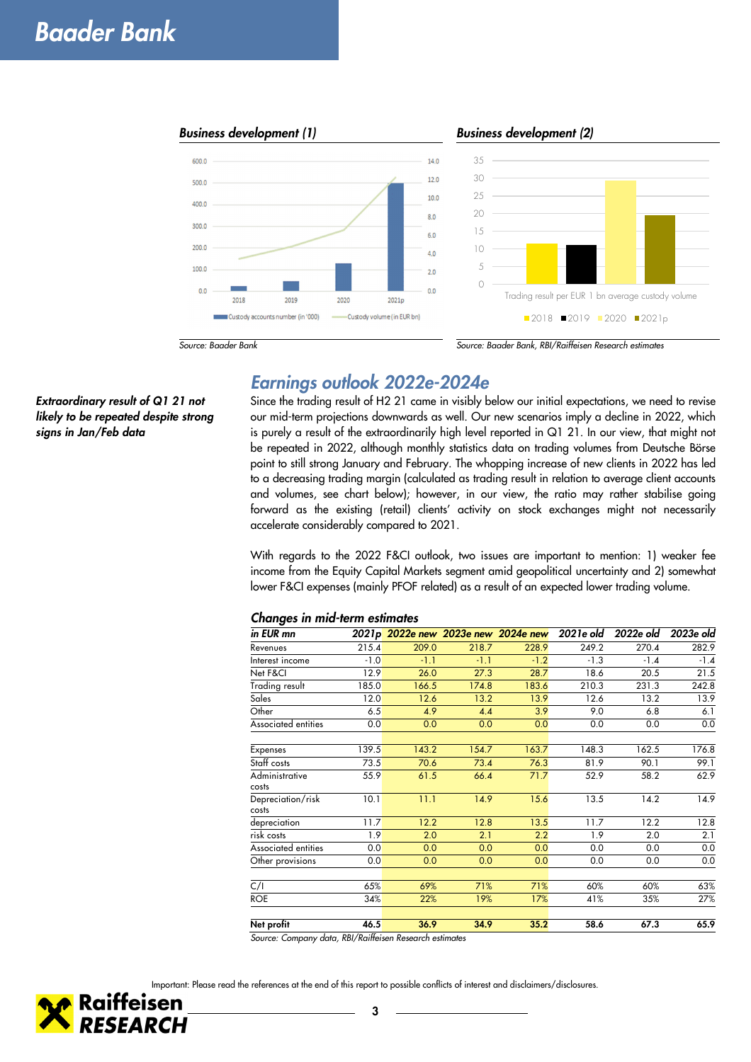### Business development (1)

Source: Baader Bank

### Business development (2)

Source: Baader Bank, RBI/Raiffeisen Research estimates

## Earnings outlook 2022e-2024e

***Extraordinary result of Q1 21 not likely to be repeated despite strong signs in Jan/Feb data***

Since the trading result of H2 21 came in visibly below our initial expectations, we need to revise our mid-term projections downwards as well. Our new scenarios imply a decline in 2022, which is purely a result of the extraordinarily high level reported in Q1 21. In our view, that might not be repeated in 2022, although monthly statistics data on trading volumes from Deutsche Börse point to still strong January and February. The whopping increase of new clients in 2022 has led to a decreasing trading margin (calculated as trading result in relation to average client accounts and volumes, see chart below); however, in our view, the ratio may rather stabilise going forward as the existing (retail) clients' activity on stock exchanges might not necessarily accelerate considerably compared to 2021.

With regards to the 2022 F&CI outlook, two issues are important to mention: 1) weaker fee income from the Equity Capital Markets segment amid geopolitical uncertainty and 2) somewhat lower F&CI expenses (mainly PFOF related) as a result of an expected lower trading volume.

### Changes in mid-term estimates

| in EUR mn | 2021p | 2022e new | 2023e new | 2024e new | 2021e old | 2022e old | 2023e old |
|---|---|---|---|---|---|---|---|
| Revenues | 215.4 | 209.0 | 218.7 | 228.9 | 249.2 | 270.4 | 282.9 |
| Interest income | -1.0 | -1.1 | -1.1 | -1.2 | -1.3 | -1.4 | -1.4 |
| Net F&CI | 12.9 | 26.0 | 27.3 | 28.7 | 18.6 | 20.5 | 21.5 |
| Trading result | 185.0 | 166.5 | 174.8 | 183.6 | 210.3 | 231.3 | 242.8 |
| Sales | 12.0 | 12.6 | 13.2 | 13.9 | 12.6 | 13.2 | 13.9 |
| Other | 6.5 | 4.9 | 4.4 | 3.9 | 9.0 | 6.8 | 6.1 |
| Associated entities | 0.0 | 0.0 | 0.0 | 0.0 | 0.0 | 0.0 | 0.0 |
| | | | | | | | |
| Expenses | 139.5 | 143.2 | 154.7 | 163.7 | 148.3 | 162.5 | 176.8 |
| Staff costs | 73.5 | 70.6 | 73.4 | 76.3 | 81.9 | 90.1 | 99.1 |
| Administrative costs | 55.9 | 61.5 | 66.4 | 71.7 | 52.9 | 58.2 | 62.9 |
| Depreciation/risk costs | 10.1 | 11.1 | 14.9 | 15.6 | 13.5 | 14.2 | 14.9 |
| depreciation | 11.7 | 12.2 | 12.8 | 13.5 | 11.7 | 12.2 | 12.8 |
| risk costs | 1.9 | 2.0 | 2.1 | 2.2 | 1.9 | 2.0 | 2.1 |
| Associated entities | 0.0 | 0.0 | 0.0 | 0.0 | 0.0 | 0.0 | 0.0 |
| Other provisions | 0.0 | 0.0 | 0.0 | 0.0 | 0.0 | 0.0 | 0.0 |
| | | | | | | | |
| C/I | 65% | 69% | 71% | 71% | 60% | 60% | 63% |
| ROE | 34% | 22% | 19% | 17% | 41% | 35% | 27% |
| | | | | | | | |
| **Net profit** | **46.5** | **36.9** | **34.9** | **35.2** | **58.6** | **67.3** | **65.9** |

Source: Company data, RBI/Raiffeisen Research estimates

Important: Please read the references at the end of this report to possible conflicts of interest and disclaimers/disclosures.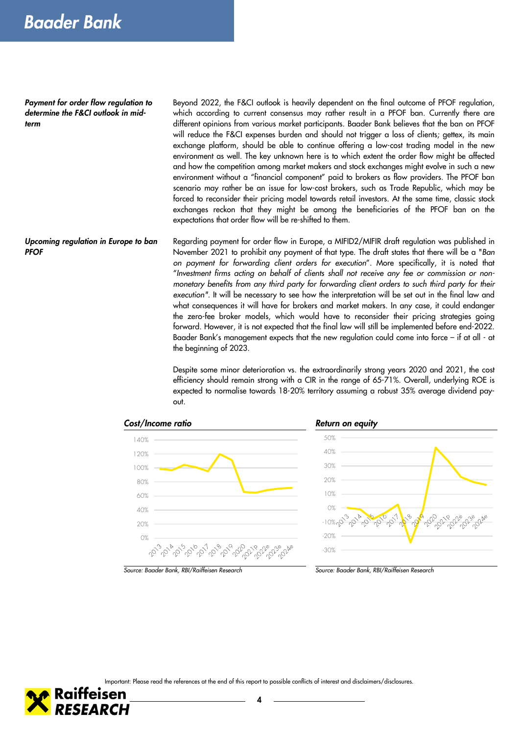***Payment for order flow regulation to determine the F&CI outlook in mid-term***

Beyond 2022, the F&CI outlook is heavily dependent on the final outcome of PFOF regulation, which according to current consensus may rather result in a PFOF ban. Currently there are different opinions from various market participants. Baader Bank believes that the ban on PFOF will reduce the F&CI expenses burden and should not trigger a loss of clients; gettex, its main exchange platform, should be able to continue offering a low-cost trading model in the new environment as well. The key unknown here is to which extent the order flow might be affected and how the competition among market makers and stock exchanges might evolve in such a new environment without a "financial component" paid to brokers as flow providers. The PFOF ban scenario may rather be an issue for low-cost brokers, such as Trade Republic, which may be forced to reconsider their pricing model towards retail investors. At the same time, classic stock exchanges reckon that they might be among the beneficiaries of the PFOF ban on the expectations that order flow will be re-shifted to them.

***Upcoming regulation in Europe to ban PFOF***

Regarding payment for order flow in Europe, a MIFID2/MIFIR draft regulation was published in November 2021 to prohibit any payment of that type. The draft states that there will be a "*Ban on payment for forwarding client orders for execution*". More specifically, it is noted that "*Investment firms acting on behalf of clients shall not receive any fee or commission or non-monetary benefits from any third party for forwarding client orders to such third party for their execution*". It will be necessary to see how the interpretation will be set out in the final law and what consequences it will have for brokers and market makers. In any case, it could endanger the zero-fee broker models, which would have to reconsider their pricing strategies going forward. However, it is not expected that the final law will still be implemented before end-2022. Baader Bank's management expects that the new regulation could come into force – if at all - at the beginning of 2023.

Despite some minor deterioration vs. the extraordinarily strong years 2020 and 2021, the cost efficiency should remain strong with a CIR in the range of 65-71%. Overall, underlying ROE is expected to normalise towards 18-20% territory assuming a robust 35% average dividend pay-out.

***Cost/Income ratio***

Source: Baader Bank, RBI/Raiffeisen Research

***Return on equity***

Source: Baader Bank, RBI/Raiffeisen Research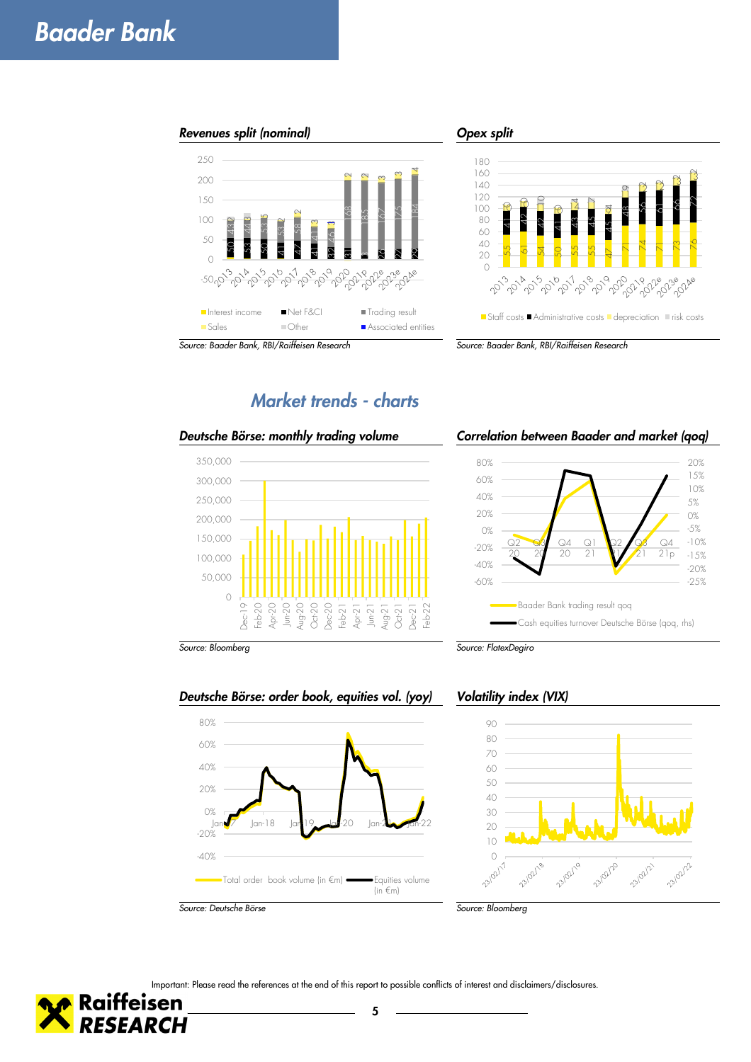# Baader Bank

### Revenues split (nominal)

Source: Baader Bank, RBI/Raiffeisen Research

### Opex split

Source: Baader Bank, RBI/Raiffeisen Research

## Market trends - charts

### Deutsche Börse: monthly trading volume

Source: Bloomberg

### Correlation between Baader and market (qoq)

Source: FlatexDegiro

### Deutsche Börse: order book, equities vol. (yoy)

Source: Deutsche Börse

### Volatility index (VIX)

Source: Bloomberg

Important: Please read the references at the end of this report to possible conflicts of interest and disclaimers/disclosures.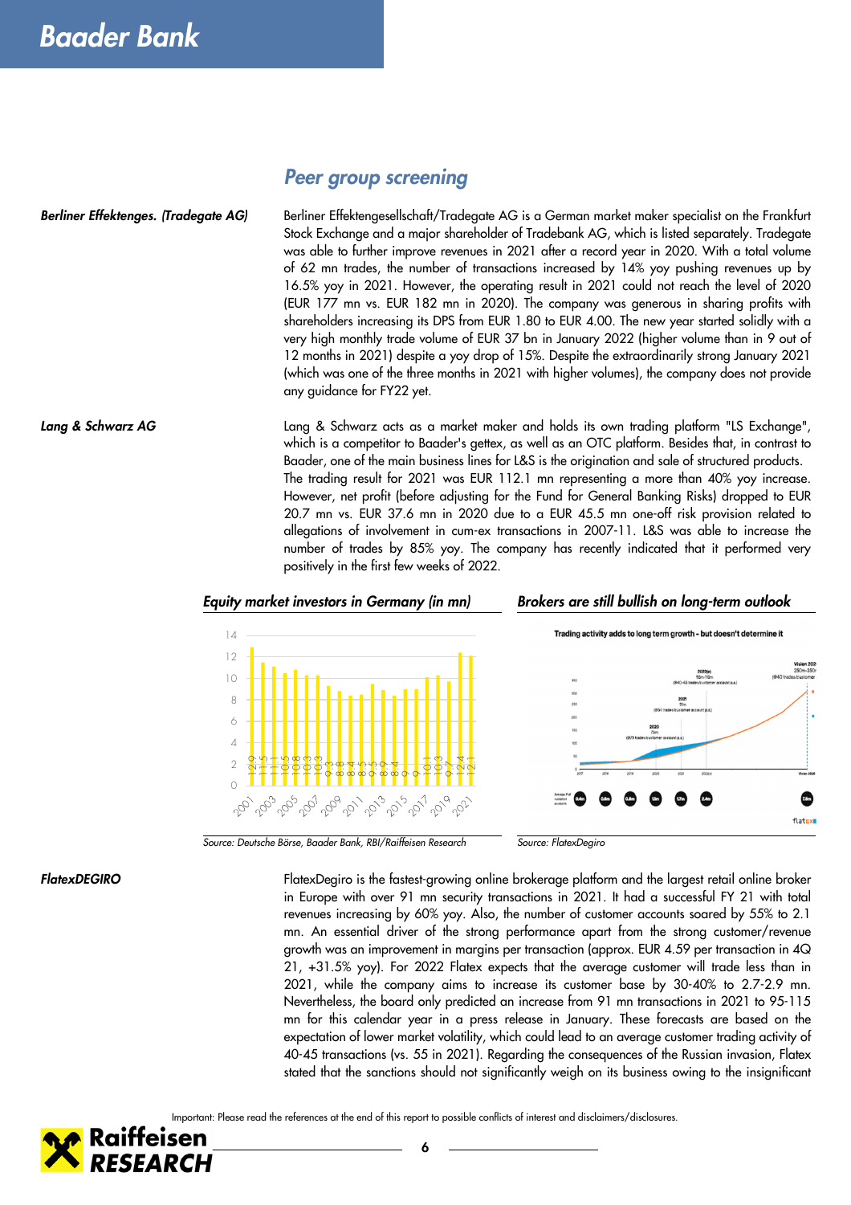## Peer group screening

***Berliner Effektenges. (Tradegate AG)***

Berliner Effektengesellschaft/Tradegate AG is a German market maker specialist on the Frankfurt Stock Exchange and a major shareholder of Tradebank AG, which is listed separately. Tradegate was able to further improve revenues in 2021 after a record year in 2020. With a total volume of 62 mn trades, the number of transactions increased by 14% yoy pushing revenues up by 16.5% yoy in 2021. However, the operating result in 2021 could not reach the level of 2020 (EUR 177 mn vs. EUR 182 mn in 2020). The company was generous in sharing profits with shareholders increasing its DPS from EUR 1.80 to EUR 4.00. The new year started solidly with a very high monthly trade volume of EUR 37 bn in January 2022 (higher volume than in 9 out of 12 months in 2021) despite a yoy drop of 15%. Despite the extraordinarily strong January 2021 (which was one of the three months in 2021 with higher volumes), the company does not provide any guidance for FY22 yet.

***Lang & Schwarz AG***

Lang & Schwarz acts as a market maker and holds its own trading platform "LS Exchange", which is a competitor to Baader's gettex, as well as an OTC platform. Besides that, in contrast to Baader, one of the main business lines for L&S is the origination and sale of structured products. The trading result for 2021 was EUR 112.1 mn representing a more than 40% yoy increase. However, net profit (before adjusting for the Fund for General Banking Risks) dropped to EUR 20.7 mn vs. EUR 37.6 mn in 2020 due to a EUR 45.5 mn one-off risk provision related to allegations of involvement in cum-ex transactions in 2007-11. L&S was able to increase the number of trades by 85% yoy. The company has recently indicated that it performed very positively in the first few weeks of 2022.

***Equity market investors in Germany (in mn)***

| Year | Investors (mn) |
|---|---|
| 2001 | 12.9 |
| 2002 | 11.5 |
| 2003 | 11.1 |
| 2004 | 10.5 |
| 2005 | 10.8 |
| 2006 | 10.3 |
| 2007 | 10.3 |
| 2008 | 9.3 |
| 2009 | 8.8 |
| 2010 | 8.4 |
| 2011 | 8.5 |
| 2012 | 9.5 |
| 2013 | 8.9 |
| 2014 | 8.4 |
| 2015 | 9 |
| 2016 | 9 |
| 2017 | 10.1 |
| 2018 | 10.3 |
| 2019 | 9.7 |
| 2020 | 12.4 |
| 2021 | 12.1 |

Source: Deutsche Börse, Baader Bank, RBI/Raiffeisen Research

***Brokers are still bullish on long-term outlook***

Source: FlatexDegiro

***FlatexDEGIRO***

FlatexDegiro is the fastest-growing online brokerage platform and the largest retail online broker in Europe with over 91 mn security transactions in 2021. It had a successful FY 21 with total revenues increasing by 60% yoy. Also, the number of customer accounts soared by 55% to 2.1 mn. An essential driver of the strong performance apart from the strong customer/revenue growth was an improvement in margins per transaction (approx. EUR 4.59 per transaction in 4Q 21, +31.5% yoy). For 2022 Flatex expects that the average customer will trade less than in 2021, while the company aims to increase its customer base by 30-40% to 2.7-2.9 mn. Nevertheless, the board only predicted an increase from 91 mn transactions in 2021 to 95-115 mn for this calendar year in a press release in January. These forecasts are based on the expectation of lower market volatility, which could lead to an average customer trading activity of 40-45 transactions (vs. 55 in 2021). Regarding the consequences of the Russian invasion, Flatex stated that the sanctions should not significantly weigh on its business owing to the insignificant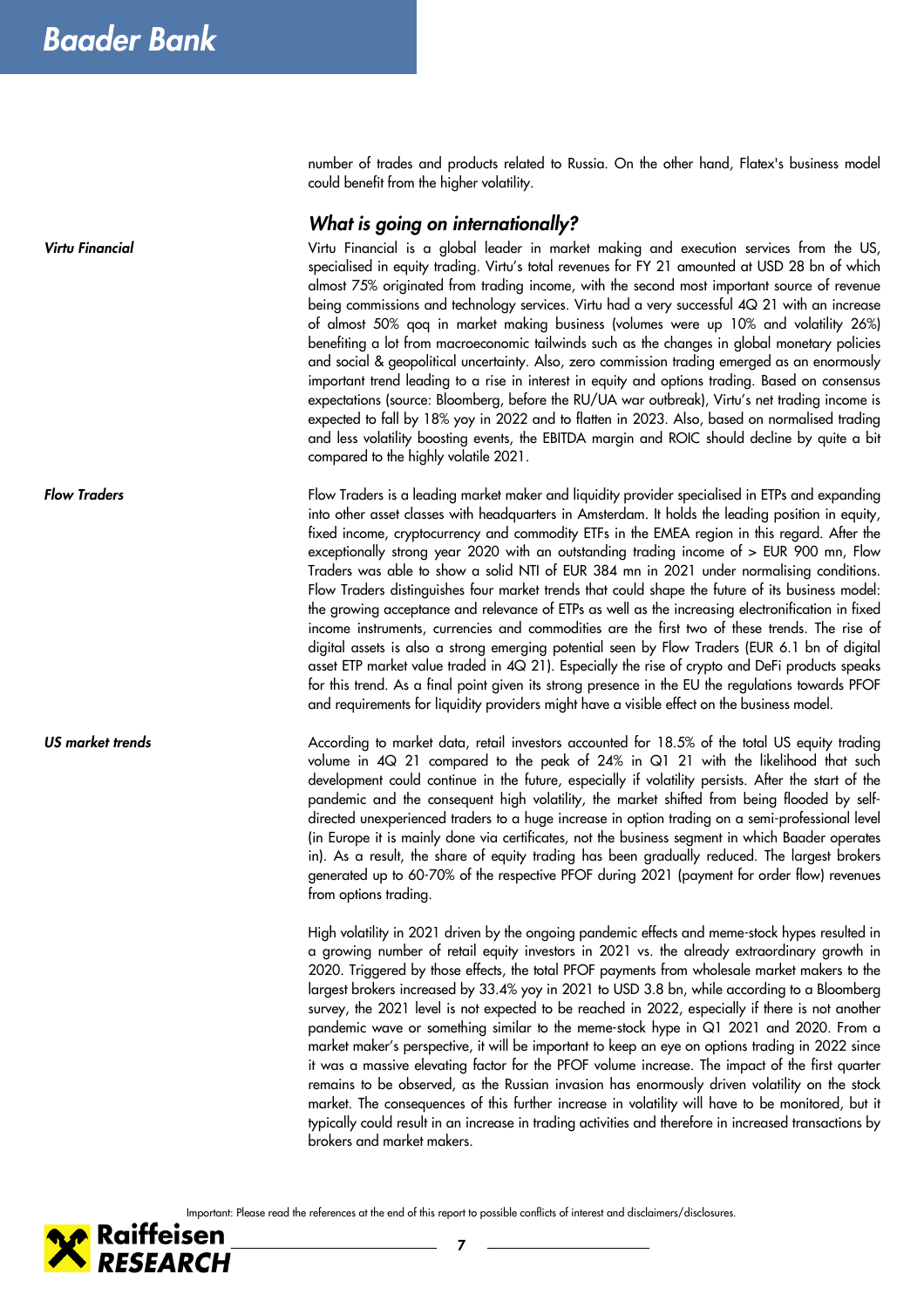number of trades and products related to Russia. On the other hand, Flatex's business model could benefit from the higher volatility.

## *What is going on internationally?*

***Virtu Financial***

Virtu Financial is a global leader in market making and execution services from the US, specialised in equity trading. Virtu's total revenues for FY 21 amounted at USD 28 bn of which almost 75% originated from trading income, with the second most important source of revenue being commissions and technology services. Virtu had a very successful 4Q 21 with an increase of almost 50% qoq in market making business (volumes were up 10% and volatility 26%) benefiting a lot from macroeconomic tailwinds such as the changes in global monetary policies and social & geopolitical uncertainty. Also, zero commission trading emerged as an enormously important trend leading to a rise in interest in equity and options trading. Based on consensus expectations (source: Bloomberg, before the RU/UA war outbreak), Virtu's net trading income is expected to fall by 18% yoy in 2022 and to flatten in 2023. Also, based on normalised trading and less volatility boosting events, the EBITDA margin and ROIC should decline by quite a bit compared to the highly volatile 2021.

***Flow Traders***

Flow Traders is a leading market maker and liquidity provider specialised in ETPs and expanding into other asset classes with headquarters in Amsterdam. It holds the leading position in equity, fixed income, cryptocurrency and commodity ETFs in the EMEA region in this regard. After the exceptionally strong year 2020 with an outstanding trading income of > EUR 900 mn, Flow Traders was able to show a solid NTI of EUR 384 mn in 2021 under normalising conditions. Flow Traders distinguishes four market trends that could shape the future of its business model: the growing acceptance and relevance of ETPs as well as the increasing electronification in fixed income instruments, currencies and commodities are the first two of these trends. The rise of digital assets is also a strong emerging potential seen by Flow Traders (EUR 6.1 bn of digital asset ETP market value traded in 4Q 21). Especially the rise of crypto and DeFi products speaks for this trend. As a final point given its strong presence in the EU the regulations towards PFOF and requirements for liquidity providers might have a visible effect on the business model.

***US market trends***

According to market data, retail investors accounted for 18.5% of the total US equity trading volume in 4Q 21 compared to the peak of 24% in Q1 21 with the likelihood that such development could continue in the future, especially if volatility persists. After the start of the pandemic and the consequent high volatility, the market shifted from being flooded by self-directed unexperienced traders to a huge increase in option trading on a semi-professional level (in Europe it is mainly done via certificates, not the business segment in which Baader operates in). As a result, the share of equity trading has been gradually reduced. The largest brokers generated up to 60-70% of the respective PFOF during 2021 (payment for order flow) revenues from options trading.

High volatility in 2021 driven by the ongoing pandemic effects and meme-stock hypes resulted in a growing number of retail equity investors in 2021 vs. the already extraordinary growth in 2020. Triggered by those effects, the total PFOF payments from wholesale market makers to the largest brokers increased by 33.4% yoy in 2021 to USD 3.8 bn, while according to a Bloomberg survey, the 2021 level is not expected to be reached in 2022, especially if there is not another pandemic wave or something similar to the meme-stock hype in Q1 2021 and 2020. From a market maker's perspective, it will be important to keep an eye on options trading in 2022 since it was a massive elevating factor for the PFOF volume increase. The impact of the first quarter remains to be observed, as the Russian invasion has enormously driven volatility on the stock market. The consequences of this further increase in volatility will have to be monitored, but it typically could result in an increase in trading activities and therefore in increased transactions by brokers and market makers.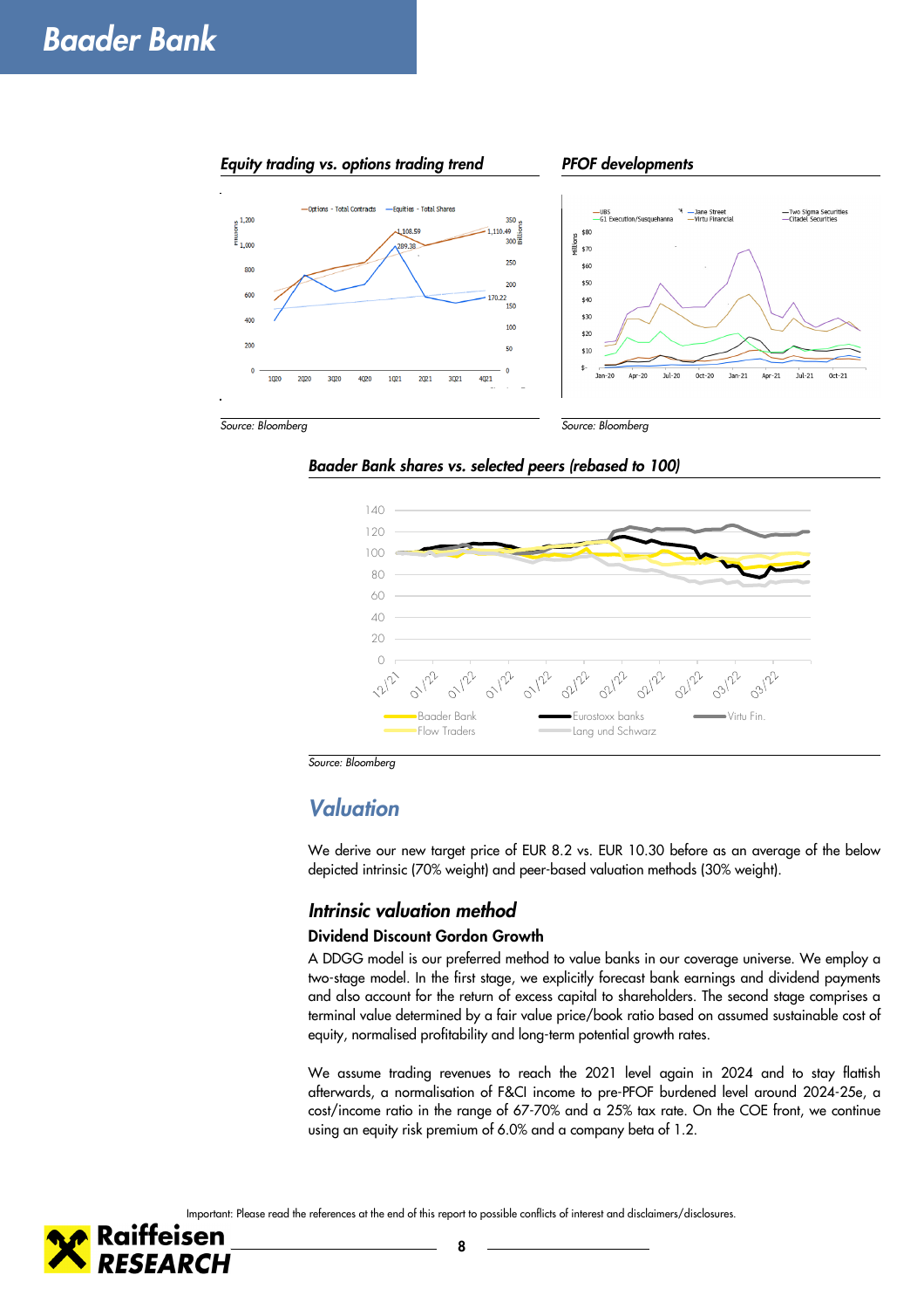*Equity trading vs. options trading trend*

Source: Bloomberg

*PFOF developments*

Source: Bloomberg

*Baader Bank shares vs. selected peers (rebased to 100)*

Source: Bloomberg

## Valuation

We derive our new target price of EUR 8.2 vs. EUR 10.30 before as an average of the below depicted intrinsic (70% weight) and peer-based valuation methods (30% weight).

### Intrinsic valuation method

**Dividend Discount Gordon Growth**

A DDGG model is our preferred method to value banks in our coverage universe. We employ a two-stage model. In the first stage, we explicitly forecast bank earnings and dividend payments and also account for the return of excess capital to shareholders. The second stage comprises a terminal value determined by a fair value price/book ratio based on assumed sustainable cost of equity, normalised profitability and long-term potential growth rates.

We assume trading revenues to reach the 2021 level again in 2024 and to stay flattish afterwards, a normalisation of F&CI income to pre-PFOF burdened level around 2024-25e, a cost/income ratio in the range of 67-70% and a 25% tax rate. On the COE front, we continue using an equity risk premium of 6.0% and a company beta of 1.2.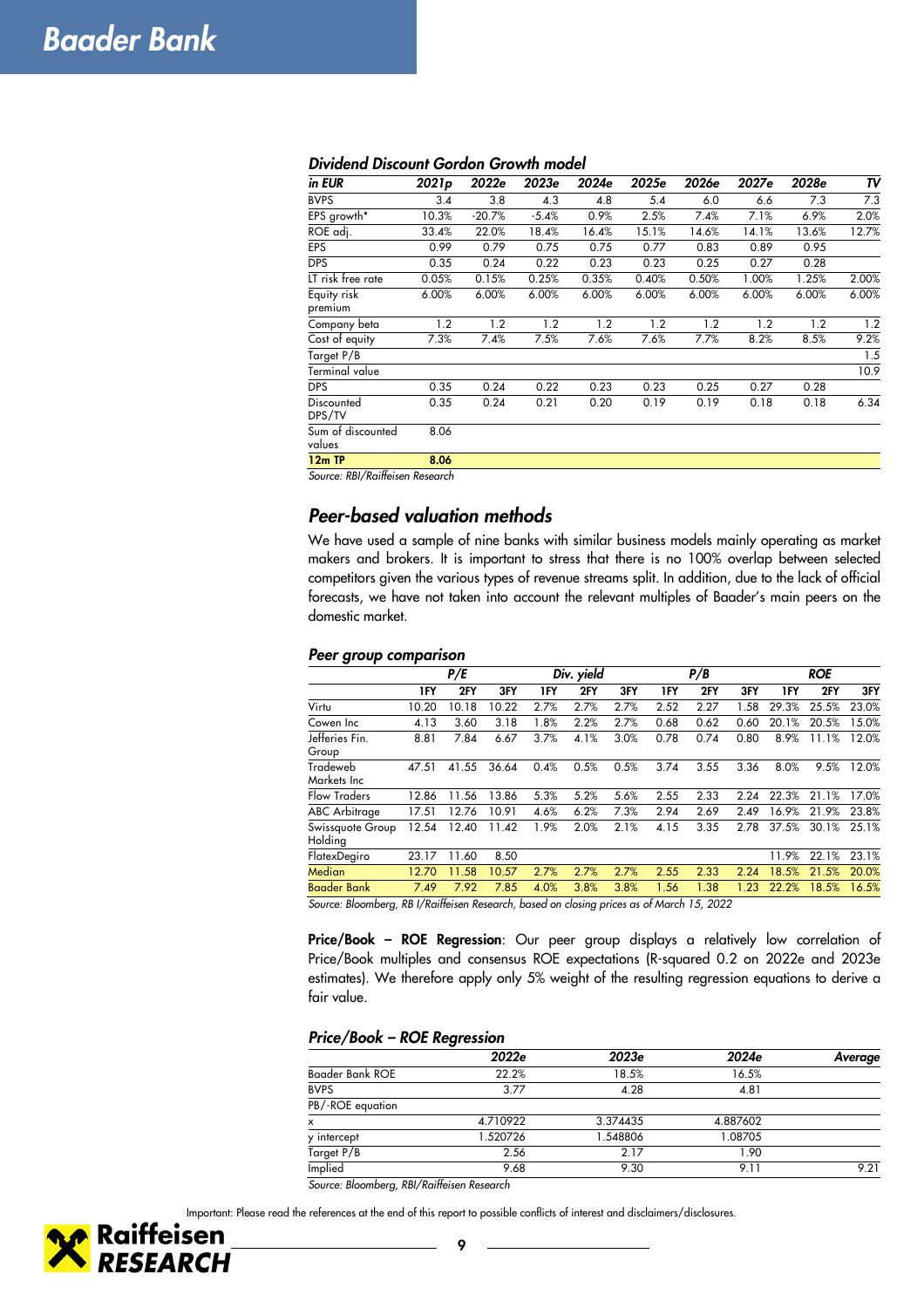### Dividend Discount Gordon Growth model

| in EUR | 2021p | 2022e | 2023e | 2024e | 2025e | 2026e | 2027e | 2028e | TV |
|---|---|---|---|---|---|---|---|---|---|
| BVPS | 3.4 | 3.8 | 4.3 | 4.8 | 5.4 | 6.0 | 6.6 | 7.3 | 7.3 |
| EPS growth* | 10.3% | -20.7% | -5.4% | 0.9% | 2.5% | 7.4% | 7.1% | 6.9% | 2.0% |
| ROE adj. | 33.4% | 22.0% | 18.4% | 16.4% | 15.1% | 14.6% | 14.1% | 13.6% | 12.7% |
| EPS | 0.99 | 0.79 | 0.75 | 0.75 | 0.77 | 0.83 | 0.89 | 0.95 | |
| DPS | 0.35 | 0.24 | 0.22 | 0.23 | 0.23 | 0.25 | 0.27 | 0.28 | |
| LT risk free rate | 0.05% | 0.15% | 0.25% | 0.35% | 0.40% | 0.50% | 1.00% | 1.25% | 2.00% |
| Equity risk premium | 6.00% | 6.00% | 6.00% | 6.00% | 6.00% | 6.00% | 6.00% | 6.00% | 6.00% |
| Company beta | 1.2 | 1.2 | 1.2 | 1.2 | 1.2 | 1.2 | 1.2 | 1.2 | 1.2 |
| Cost of equity | 7.3% | 7.4% | 7.5% | 7.6% | 7.6% | 7.7% | 8.2% | 8.5% | 9.2% |
| Target P/B | | | | | | | | | 1.5 |
| Terminal value | | | | | | | | | 10.9 |
| DPS | 0.35 | 0.24 | 0.22 | 0.23 | 0.23 | 0.25 | 0.27 | 0.28 | |
| Discounted DPS/TV | 0.35 | 0.24 | 0.21 | 0.20 | 0.19 | 0.19 | 0.18 | 0.18 | 6.34 |
| Sum of discounted values | 8.06 | | | | | | | | |
| **12m TP** | **8.06** | | | | | | | | |

Source: RBI/Raiffeisen Research

## Peer-based valuation methods

We have used a sample of nine banks with similar business models mainly operating as market makers and brokers. It is important to stress that there is no 100% overlap between selected competitors given the various types of revenue streams split. In addition, due to the lack of official forecasts, we have not taken into account the relevant multiples of Baader's main peers on the domestic market.

### Peer group comparison

| | P/E | | | Div. yield | | | P/B | | | ROE | | |
|---|---|---|---|---|---|---|---|---|---|---|---|---|
| | 1FY | 2FY | 3FY | 1FY | 2FY | 3FY | 1FY | 2FY | 3FY | 1FY | 2FY | 3FY |
| Virtu | 10.20 | 10.18 | 10.22 | 2.7% | 2.7% | 2.7% | 2.52 | 2.27 | 1.58 | 29.3% | 25.5% | 23.0% |
| Cowen Inc | 4.13 | 3.60 | 3.18 | 1.8% | 2.2% | 2.7% | 0.68 | 0.62 | 0.60 | 20.1% | 20.5% | 15.0% |
| Jefferies Fin. Group | 8.81 | 7.84 | 6.67 | 3.7% | 4.1% | 3.0% | 0.78 | 0.74 | 0.80 | 8.9% | 11.1% | 12.0% |
| Tradeweb Markets Inc | 47.51 | 41.55 | 36.64 | 0.4% | 0.5% | 0.5% | 3.74 | 3.55 | 3.36 | 8.0% | 9.5% | 12.0% |
| Flow Traders | 12.86 | 11.56 | 13.86 | 5.3% | 5.2% | 5.6% | 2.55 | 2.33 | 2.24 | 22.3% | 21.1% | 17.0% |
| ABC Arbitrage | 17.51 | 12.76 | 10.91 | 4.6% | 6.2% | 7.3% | 2.94 | 2.69 | 2.49 | 16.9% | 21.9% | 23.8% |
| Swissquote Group Holding | 12.54 | 12.40 | 11.42 | 1.9% | 2.0% | 2.1% | 4.15 | 3.35 | 2.78 | 37.5% | 30.1% | 25.1% |
| FlatexDegiro | 23.17 | 11.60 | 8.50 | | | | | | | 11.9% | 22.1% | 23.1% |
| Median | 12.70 | 11.58 | 10.57 | 2.7% | 2.7% | 2.7% | 2.55 | 2.33 | 2.24 | 18.5% | 21.5% | 20.0% |
| Baader Bank | 7.49 | 7.92 | 7.85 | 4.0% | 3.8% | 3.8% | 1.56 | 1.38 | 1.23 | 22.2% | 18.5% | 16.5% |

Source: Bloomberg, RB I/Raiffeisen Research, based on closing prices as of March 15, 2022

**Price/Book – ROE Regression**: Our peer group displays a relatively low correlation of Price/Book multiples and consensus ROE expectations (R-squared 0.2 on 2022e and 2023e estimates). We therefore apply only 5% weight of the resulting regression equations to derive a fair value.

### Price/Book – ROE Regression

| | 2022e | 2023e | 2024e | Average |
|---|---|---|---|---|
| Baader Bank ROE | 22.2% | 18.5% | 16.5% | |
| BVPS | 3.77 | 4.28 | 4.81 | |
| PB/-ROE equation | | | | |
| x | 4.710922 | 3.374435 | 4.887602 | |
| y intercept | 1.520726 | 1.548806 | 1.08705 | |
| Target P/B | 2.56 | 2.17 | 1.90 | |
| Implied | 9.68 | 9.30 | 9.11 | 9.21 |

Source: Bloomberg, RBI/Raiffeisen Research

Important: Please read the references at the end of this report to possible conflicts of interest and disclaimers/disclosures.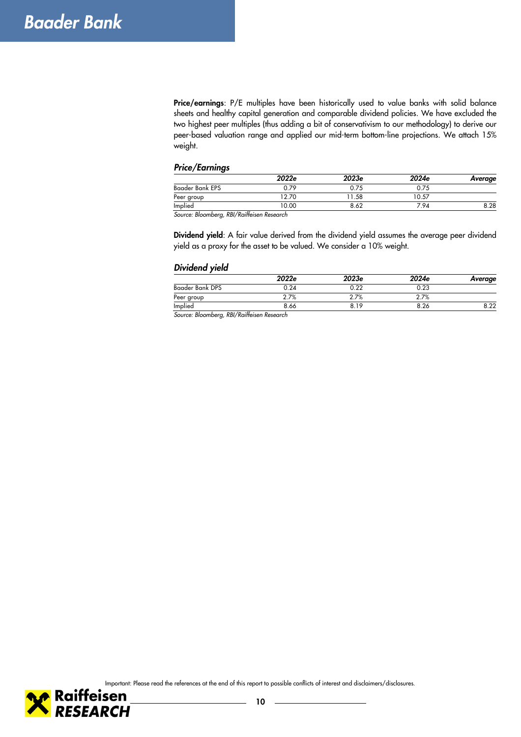**Price/earnings**: P/E multiples have been historically used to value banks with solid balance sheets and healthy capital generation and comparable dividend policies. We have excluded the two highest peer multiples (thus adding a bit of conservativism to our methodology) to derive our peer-based valuation range and applied our mid-term bottom-line projections. We attach 15% weight.

### *Price/Earnings*

| | *2022e* | *2023e* | *2024e* | *Average* |
|---|---|---|---|---|
| Baader Bank EPS | 0.79 | 0.75 | 0.75 | |
| Peer group | 12.70 | 11.58 | 10.57 | |
| Implied | 10.00 | 8.62 | 7.94 | 8.28 |

*Source: Bloomberg, RBI/Raiffeisen Research*

**Dividend yield**: A fair value derived from the dividend yield assumes the average peer dividend yield as a proxy for the asset to be valued. We consider a 10% weight.

### *Dividend yield*

| | *2022e* | *2023e* | *2024e* | *Average* |
|---|---|---|---|---|
| Baader Bank DPS | 0.24 | 0.22 | 0.23 | |
| Peer group | 2.7% | 2.7% | 2.7% | |
| Implied | 8.66 | 8.19 | 8.26 | 8.22 |

*Source: Bloomberg, RBI/Raiffeisen Research*

Important: Please read the references at the end of this report to possible conflicts of interest and disclaimers/disclosures.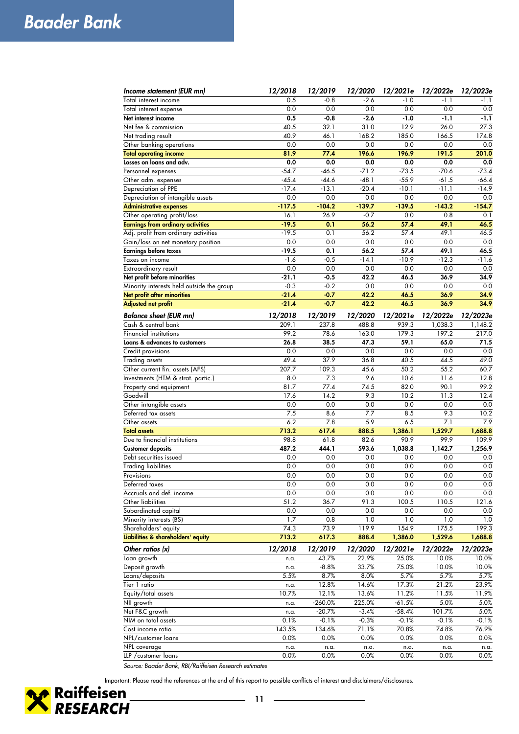# Baader Bank

| *Income statement (EUR mn)* | *12/2018* | *12/2019* | *12/2020* | *12/2021e* | *12/2022e* | *12/2023e* |
|---|---|---|---|---|---|---|
| Total interest income | 0.5 | -0.8 | -2.6 | -1.0 | -1.1 | -1.1 |
| Total interest expense | 0.0 | 0.0 | 0.0 | 0.0 | 0.0 | 0.0 |
| **Net interest income** | **0.5** | **-0.8** | **-2.6** | **-1.0** | **-1.1** | **-1.1** |
| Net fee & commission | 40.5 | 32.1 | 31.0 | 12.9 | 26.0 | 27.3 |
| Net trading result | 40.9 | 46.1 | 168.2 | 185.0 | 166.5 | 174.8 |
| Other banking operations | 0.0 | 0.0 | 0.0 | 0.0 | 0.0 | 0.0 |
| **Total operating income** | **81.9** | **77.4** | **196.6** | **196.9** | **191.5** | **201.0** |
| **Losses on loans and adv.** | **0.0** | **0.0** | **0.0** | **0.0** | **0.0** | **0.0** |
| Personnel expenses | -54.7 | -46.5 | -71.2 | -73.5 | -70.6 | -73.4 |
| Other adm. expenses | -45.4 | -44.6 | -48.1 | -55.9 | -61.5 | -66.4 |
| Depreciation of PPE | -17.4 | -13.1 | -20.4 | -10.1 | -11.1 | -14.9 |
| Depreciation of intangible assets | 0.0 | 0.0 | 0.0 | 0.0 | 0.0 | 0.0 |
| **Administrative expenses** | **-117.5** | **-104.2** | **-139.7** | **-139.5** | **-143.2** | **-154.7** |
| Other operating profit/loss | 16.1 | 26.9 | -0.7 | 0.0 | 0.8 | 0.1 |
| **Earnings from ordinary activities** | **-19.5** | **0.1** | **56.2** | **57.4** | **49.1** | **46.5** |
| Adj. profit from ordinary activities | -19.5 | 0.1 | 56.2 | 57.4 | 49.1 | 46.5 |
| Gain/loss on net monetary position | 0.0 | 0.0 | 0.0 | 0.0 | 0.0 | 0.0 |
| **Earnings before taxes** | **-19.5** | **0.1** | **56.2** | **57.4** | **49.1** | **46.5** |
| Taxes on income | -1.6 | -0.5 | -14.1 | -10.9 | -12.3 | -11.6 |
| Extraordinary result | 0.0 | 0.0 | 0.0 | 0.0 | 0.0 | 0.0 |
| **Net profit before minorities** | **-21.1** | **-0.5** | **42.2** | **46.5** | **36.9** | **34.9** |
| Minority interests held outside the group | -0.3 | -0.2 | 0.0 | 0.0 | 0.0 | 0.0 |
| **Net profit after minorities** | **-21.4** | **-0.7** | **42.2** | **46.5** | **36.9** | **34.9** |
| **Adjusted net profit** | **-21.4** | **-0.7** | **42.2** | **46.5** | **36.9** | **34.9** |

| *Balance sheet (EUR mn)* | *12/2018* | *12/2019* | *12/2020* | *12/2021e* | *12/2022e* | *12/2023e* |
|---|---|---|---|---|---|---|
| Cash & central bank | 209.1 | 237.8 | 488.8 | 939.3 | 1,038.3 | 1,148.2 |
| Financial institutions | 99.2 | 78.6 | 163.0 | 179.3 | 197.2 | 217.0 |
| **Loans & advances to customers** | **26.8** | **38.5** | **47.3** | **59.1** | **65.0** | **71.5** |
| Credit provisions | 0.0 | 0.0 | 0.0 | 0.0 | 0.0 | 0.0 |
| Trading assets | 49.4 | 37.9 | 36.8 | 40.5 | 44.5 | 49.0 |
| Other current fin. assets (AFS) | 207.7 | 109.3 | 45.6 | 50.2 | 55.2 | 60.7 |
| Investments (HTM & strat. partic.) | 8.0 | 7.3 | 9.6 | 10.6 | 11.6 | 12.8 |
| Property and equipment | 81.7 | 77.4 | 74.5 | 82.0 | 90.1 | 99.2 |
| Goodwill | 17.6 | 14.2 | 9.3 | 10.2 | 11.3 | 12.4 |
| Other intangible assets | 0.0 | 0.0 | 0.0 | 0.0 | 0.0 | 0.0 |
| Deferred tax assets | 7.5 | 8.6 | 7.7 | 8.5 | 9.3 | 10.2 |
| Other assets | 6.2 | 7.8 | 5.9 | 6.5 | 7.1 | 7.9 |
| **Total assets** | **713.2** | **617.4** | **888.5** | **1,386.1** | **1,529.7** | **1,688.8** |
| Due to financial institutions | 98.8 | 61.8 | 82.6 | 90.9 | 99.9 | 109.9 |
| **Customer deposits** | **487.2** | **444.1** | **593.6** | **1,038.8** | **1,142.7** | **1,256.9** |
| Debt securities issued | 0.0 | 0.0 | 0.0 | 0.0 | 0.0 | 0.0 |
| Trading liabilities | 0.0 | 0.0 | 0.0 | 0.0 | 0.0 | 0.0 |
| Provisions | 0.0 | 0.0 | 0.0 | 0.0 | 0.0 | 0.0 |
| Deferred taxes | 0.0 | 0.0 | 0.0 | 0.0 | 0.0 | 0.0 |
| Accruals and def. income | 0.0 | 0.0 | 0.0 | 0.0 | 0.0 | 0.0 |
| Other liabilities | 51.2 | 36.7 | 91.3 | 100.5 | 110.5 | 121.6 |
| Subordinated capital | 0.0 | 0.0 | 0.0 | 0.0 | 0.0 | 0.0 |
| Minority interests (BS) | 1.7 | 0.8 | 1.0 | 1.0 | 1.0 | 1.0 |
| Shareholders' equity | 74.3 | 73.9 | 119.9 | 154.9 | 175.5 | 199.3 |
| **Liabilities & shareholders' equity** | **713.2** | **617.3** | **888.4** | **1,386.0** | **1,529.6** | **1,688.8** |

| *Other ratios (x)* | *12/2018* | *12/2019* | *12/2020* | *12/2021e* | *12/2022e* | *12/2023e* |
|---|---|---|---|---|---|---|
| Loan growth | n.a. | 43.7% | 22.9% | 25.0% | 10.0% | 10.0% |
| Deposit growth | n.a. | -8.8% | 33.7% | 75.0% | 10.0% | 10.0% |
| Loans/deposits | 5.5% | 8.7% | 8.0% | 5.7% | 5.7% | 5.7% |
| Tier 1 ratio | n.a. | 12.8% | 14.6% | 17.3% | 21.2% | 23.9% |
| Equity/total assets | 10.7% | 12.1% | 13.6% | 11.2% | 11.5% | 11.9% |
| NII growth | n.a. | -260.0% | 225.0% | -61.5% | 5.0% | 5.0% |
| Net F&C growth | n.a. | -20.7% | -3.4% | -58.4% | 101.7% | 5.0% |
| NIM on total assets | 0.1% | -0.1% | -0.3% | -0.1% | -0.1% | -0.1% |
| Cost income ratio | 143.5% | 134.6% | 71.1% | 70.8% | 74.8% | 76.9% |
| NPL/customer loans | 0.0% | 0.0% | 0.0% | 0.0% | 0.0% | 0.0% |
| NPL coverage | n.a. | n.a. | n.a. | n.a. | n.a. | n.a. |
| LLP /customer loans | 0.0% | 0.0% | 0.0% | 0.0% | 0.0% | 0.0% |

*Source: Baader Bank, RBI/Raiffeisen Research estimates*

Important: Please read the references at the end of this report to possible conflicts of interest and disclaimers/disclosures.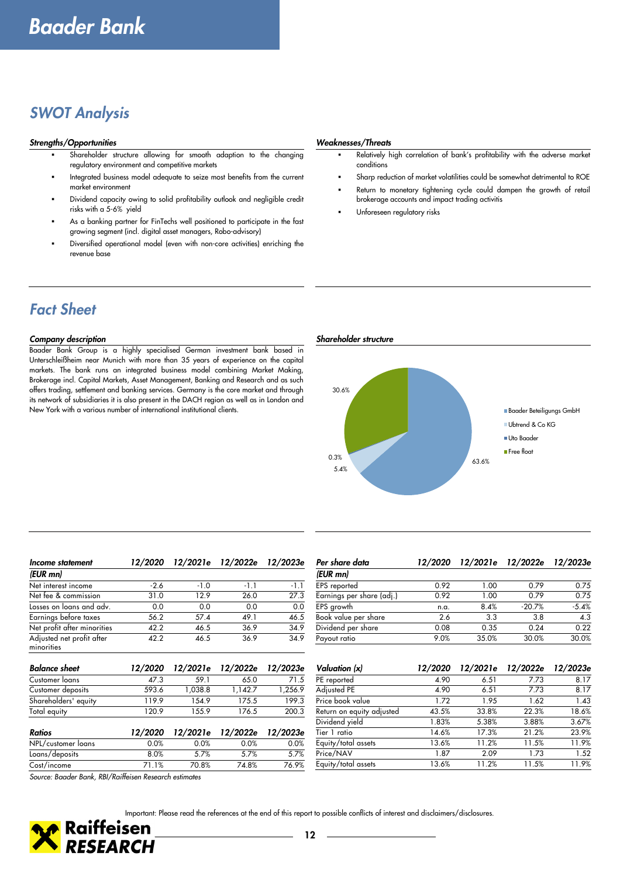# Baader Bank

## SWOT Analysis

### Strengths/Opportunities

- Shareholder structure allowing for smooth adaption to the changing regulatory environment and competitive markets
- Integrated business model adequate to seize most benefits from the current market environment
- Dividend capacity owing to solid profitability outlook and negligible credit risks with a 5-6% yield
- As a banking partner for FinTechs well positioned to participate in the fast growing segment (incl. digital asset managers, Robo-advisory)
- Diversified operational model (even with non-core activities) enriching the revenue base

### Weaknesses/Threats

- Relatively high correlation of bank's profitability with the adverse market conditions
- Sharp reduction of market volatilities could be somewhat detrimental to ROE
- Return to monetary tightening cycle could dampen the growth of retail brokerage accounts and impact trading activitis
- Unforeseen regulatory risks

## Fact Sheet

### Company description

Baader Bank Group is a highly specialised German investment bank based in Unterschleißheim near Munich with more than 35 years of experience on the capital markets. The bank runs an integrated business model combining Market Making, Brokerage incl. Capital Markets, Asset Management, Banking and Research and as such offers trading, settlement and banking services. Germany is the core market and through its network of subsidiaries it is also present in the DACH region as well as in London and New York with a various number of international institutional clients.

### Shareholder structure

| Shareholder | Share |
|---|---|
| Baader Beteiligungs GmbH | 63.6% |
| Ubtrend & Co KG | 5.4% |
| Uto Baader | 0.3% |
| Free float | 30.6% |

| Income statement (EUR mn) | 12/2020 | 12/2021e | 12/2022e | 12/2023e |
|---|---|---|---|---|
| Net interest income | -2.6 | -1.0 | -1.1 | -1.1 |
| Net fee & commission | 31.0 | 12.9 | 26.0 | 27.3 |
| Losses on loans and adv. | 0.0 | 0.0 | 0.0 | 0.0 |
| Earnings before taxes | 56.2 | 57.4 | 49.1 | 46.5 |
| Net profit after minorities | 42.2 | 46.5 | 36.9 | 34.9 |
| Adjusted net profit after minorities | 42.2 | 46.5 | 36.9 | 34.9 |

| Per share data (EUR mn) | 12/2020 | 12/2021e | 12/2022e | 12/2023e |
|---|---|---|---|---|
| EPS reported | 0.92 | 1.00 | 0.79 | 0.75 |
| Earnings per share (adj.) | 0.92 | 1.00 | 0.79 | 0.75 |
| EPS growth | n.a. | 8.4% | -20.7% | -5.4% |
| Book value per share | 2.6 | 3.3 | 3.8 | 4.3 |
| Dividend per share | 0.08 | 0.35 | 0.24 | 0.22 |
| Payout ratio | 9.0% | 35.0% | 30.0% | 30.0% |

| Balance sheet | 12/2020 | 12/2021e | 12/2022e | 12/2023e |
|---|---|---|---|---|
| Customer loans | 47.3 | 59.1 | 65.0 | 71.5 |
| Customer deposits | 593.6 | 1,038.8 | 1,142.7 | 1,256.9 |
| Shareholders' equity | 119.9 | 154.9 | 175.5 | 199.3 |
| Total equity | 120.9 | 155.9 | 176.5 | 200.3 |

| Ratios | 12/2020 | 12/2021e | 12/2022e | 12/2023e |
|---|---|---|---|---|
| NPL/customer loans | 0.0% | 0.0% | 0.0% | 0.0% |
| Loans/deposits | 8.0% | 5.7% | 5.7% | 5.7% |
| Cost/income | 71.1% | 70.8% | 74.8% | 76.9% |

| Valuation (x) | 12/2020 | 12/2021e | 12/2022e | 12/2023e |
|---|---|---|---|---|
| PE reported | 4.90 | 6.51 | 7.73 | 8.17 |
| Adjusted PE | 4.90 | 6.51 | 7.73 | 8.17 |
| Price book value | 1.72 | 1.95 | 1.62 | 1.43 |
| Return on equity adjusted | 43.5% | 33.8% | 22.3% | 18.6% |
| Dividend yield | 1.83% | 5.38% | 3.88% | 3.67% |
| Tier 1 ratio | 14.6% | 17.3% | 21.2% | 23.9% |
| Equity/total assets | 13.6% | 11.2% | 11.5% | 11.9% |
| Price/NAV | 1.87 | 2.09 | 1.73 | 1.52 |
| Equity/total assets | 13.6% | 11.2% | 11.5% | 11.9% |

*Source: Baader Bank, RBI/Raiffeisen Research estimates*

Important: Please read the references at the end of this report to possible conflicts of interest and disclaimers/disclosures.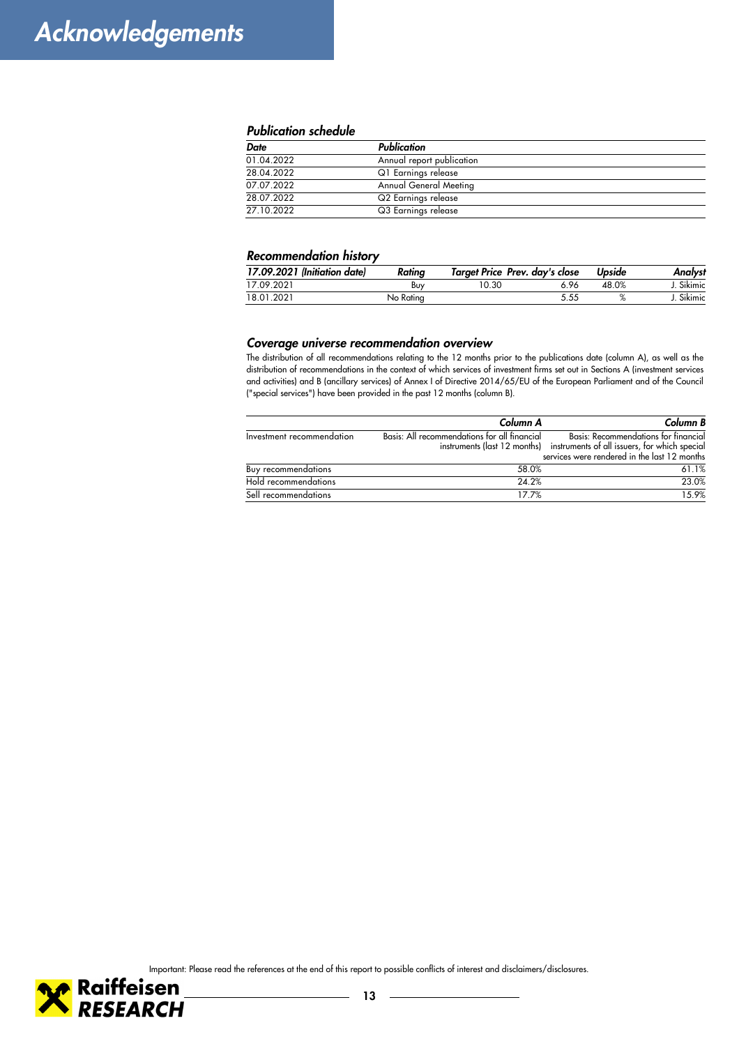# Acknowledgements

### *Publication schedule*

| Date | Publication |
|---|---|
| 01.04.2022 | Annual report publication |
| 28.04.2022 | Q1 Earnings release |
| 07.07.2022 | Annual General Meeting |
| 28.07.2022 | Q2 Earnings release |
| 27.10.2022 | Q3 Earnings release |

### *Recommendation history*

| 17.09.2021 (Initiation date) | Rating | Target Price | Prev. day's close | Upside | Analyst |
|---|---|---|---|---|---|
| 17.09.2021 | Buy | 10.30 | 6.96 | 48.0% | J. Sikimic |
| 18.01.2021 | No Rating | | 5.55 | % | J. Sikimic |

### *Coverage universe recommendation overview*

The distribution of all recommendations relating to the 12 months prior to the publications date (column A), as well as the distribution of recommendations in the context of which services of investment firms set out in Sections A (investment services and activities) and B (ancillary services) of Annex I of Directive 2014/65/EU of the European Parliament and of the Council ("special services") have been provided in the past 12 months (column B).

| | Column A | Column B |
|---|---|---|
| Investment recommendation | Basis: All recommendations for all financial instruments (last 12 months) | Basis: Recommendations for financial instruments of all issuers, for which special services were rendered in the last 12 months |
| Buy recommendations | 58.0% | 61.1% |
| Hold recommendations | 24.2% | 23.0% |
| Sell recommendations | 17.7% | 15.9% |

Important: Please read the references at the end of this report to possible conflicts of interest and disclaimers/disclosures.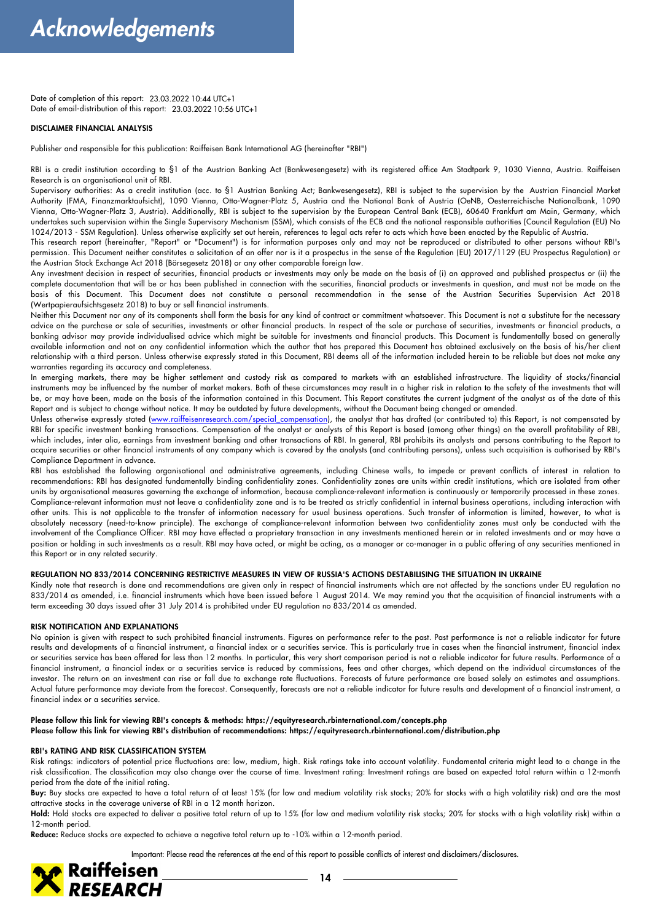# Acknowledgements

Date of completion of this report: 23.03.2022 10:44 UTC+1
Date of email-distribution of this report: 23.03.2022 10:56 UTC+1

### DISCLAIMER FINANCIAL ANALYSIS

Publisher and responsible for this publication: Raiffeisen Bank International AG (hereinafter "RBI")

RBI is a credit institution according to §1 of the Austrian Banking Act (Bankwesengesetz) with its registered office Am Stadtpark 9, 1030 Vienna, Austria. Raiffeisen Research is an organisational unit of RBI.

Supervisory authorities: As a credit institution (acc. to §1 Austrian Banking Act; Bankwesengesetz), RBI is subject to the supervision by the Austrian Financial Market Authority (FMA, Finanzmarktaufsicht), 1090 Vienna, Otto-Wagner-Platz 5, Austria and the National Bank of Austria (OeNB, Oesterreichische Nationalbank, 1090 Vienna, Otto-Wagner-Platz 3, Austria). Additionally, RBI is subject to the supervision by the European Central Bank (ECB), 60640 Frankfurt am Main, Germany, which undertakes such supervision within the Single Supervisory Mechanism (SSM), which consists of the ECB and the national responsible authorities (Council Regulation (EU) No 1024/2013 - SSM Regulation). Unless otherwise explicitly set out herein, references to legal acts refer to acts which have been enacted by the Republic of Austria.

This research report (hereinafter, "Report" or "Document") is for information purposes only and may not be reproduced or distributed to other persons without RBI's permission. This Document neither constitutes a solicitation of an offer nor is it a prospectus in the sense of the Regulation (EU) 2017/1129 (EU Prospectus Regulation) or the Austrian Stock Exchange Act 2018 (Börsegesetz 2018) or any other comparable foreign law.

Any investment decision in respect of securities, financial products or investments may only be made on the basis of (i) an approved and published prospectus or (ii) the complete documentation that will be or has been published in connection with the securities, financial products or investments in question, and must not be made on the basis of this Document. This Document does not constitute a personal recommendation in the sense of the Austrian Securities Supervision Act 2018 (Wertpapieraufsichtsgesetz 2018) to buy or sell financial instruments.

Neither this Document nor any of its components shall form the basis for any kind of contract or commitment whatsoever. This Document is not a substitute for the necessary advice on the purchase or sale of securities, investments or other financial products. In respect of the sale or purchase of securities, investments or financial products, a banking advisor may provide individualised advice which might be suitable for investments and financial products. This Document is fundamentally based on generally available information and not on any confidential information which the author that has prepared this Document has obtained exclusively on the basis of his/her client relationship with a third person. Unless otherwise expressly stated in this Document, RBI deems all of the information included herein to be reliable but does not make any warranties regarding its accuracy and completeness.

In emerging markets, there may be higher settlement and custody risk as compared to markets with an established infrastructure. The liquidity of stocks/financial instruments may be influenced by the number of market makers. Both of these circumstances may result in a higher risk in relation to the safety of the investments that will be, or may have been, made on the basis of the information contained in this Document. This Report constitutes the current judgment of the analyst as of the date of this Report and is subject to change without notice. It may be outdated by future developments, without the Document being changed or amended.

Unless otherwise expressly stated (www.raiffeisenresearch.com/special_compensation), the analyst that has drafted (or contributed to) this Report, is not compensated by RBI for specific investment banking transactions. Compensation of the analyst or analysts of this Report is based (among other things) on the overall profitability of RBI, which includes, inter alia, earnings from investment banking and other transactions of RBI. In general, RBI prohibits its analysts and persons contributing to the Report to acquire securities or other financial instruments of any company which is covered by the analysts (and contributing persons), unless such acquisition is authorised by RBI's Compliance Department in advance.

RBI has established the following organisational and administrative agreements, including Chinese walls, to impede or prevent conflicts of interest in relation to recommendations: RBI has designated fundamentally binding confidentiality zones. Confidentiality zones are units within credit institutions, which are isolated from other units by organisational measures governing the exchange of information, because compliance-relevant information is continuously or temporarily processed in these zones. Compliance-relevant information must not leave a confidentiality zone and is to be treated as strictly confidential in internal business operations, including interaction with other units. This is not applicable to the transfer of information necessary for usual business operations. Such transfer of information is limited, however, to what is absolutely necessary (need-to-know principle). The exchange of compliance-relevant information between two confidentiality zones must only be conducted with the involvement of the Compliance Officer. RBI may have effected a proprietary transaction in any investments mentioned herein or in related investments and or may have a position or holding in such investments as a result. RBI may have acted, or might be acting, as a manager or co-manager in a public offering of any securities mentioned in this Report or in any related security.

### REGULATION NO 833/2014 CONCERNING RESTRICTIVE MEASURES IN VIEW OF RUSSIA'S ACTIONS DESTABILISING THE SITUATION IN UKRAINE

Kindly note that research is done and recommendations are given only in respect of financial instruments which are not affected by the sanctions under EU regulation no 833/2014 as amended, i.e. financial instruments which have been issued before 1 August 2014. We may remind you that the acquisition of financial instruments with a term exceeding 30 days issued after 31 July 2014 is prohibited under EU regulation no 833/2014 as amended.

### RISK NOTIFICATION AND EXPLANATIONS

No opinion is given with respect to such prohibited financial instruments. Figures on performance refer to the past. Past performance is not a reliable indicator for future results and developments of a financial instrument, a financial index or a securities service. This is particularly true in cases when the financial instrument, financial index or securities service has been offered for less than 12 months. In particular, this very short comparison period is not a reliable indicator for future results. Performance of a financial instrument, a financial index or a securities service is reduced by commissions, fees and other charges, which depend on the individual circumstances of the investor. The return on an investment can rise or fall due to exchange rate fluctuations. Forecasts of future performance are based solely on estimates and assumptions. Actual future performance may deviate from the forecast. Consequently, forecasts are not a reliable indicator for future results and development of a financial instrument, a financial index or a securities service.

**Please follow this link for viewing RBI's concepts & methods: https://equityresearch.rbinternational.com/concepts.php**
**Please follow this link for viewing RBI's distribution of recommendations: https://equityresearch.rbinternational.com/distribution.php**

### RBI's RATING AND RISK CLASSIFICATION SYSTEM

Risk ratings: indicators of potential price fluctuations are: low, medium, high. Risk ratings take into account volatility. Fundamental criteria might lead to a change in the risk classification. The classification may also change over the course of time. Investment rating: Investment ratings are based on expected total return within a 12-month period from the date of the initial rating.

**Buy:** Buy stocks are expected to have a total return of at least 15% (for low and medium volatility risk stocks; 20% for stocks with a high volatility risk) and are the most attractive stocks in the coverage universe of RBI in a 12 month horizon.

**Hold:** Hold stocks are expected to deliver a positive total return of up to 15% (for low and medium volatility risk stocks; 20% for stocks with a high volatility risk) within a 12-month period.

**Reduce:** Reduce stocks are expected to achieve a negative total return up to -10% within a 12-month period.

Important: Please read the references at the end of this report to possible conflicts of interest and disclaimers/disclosures.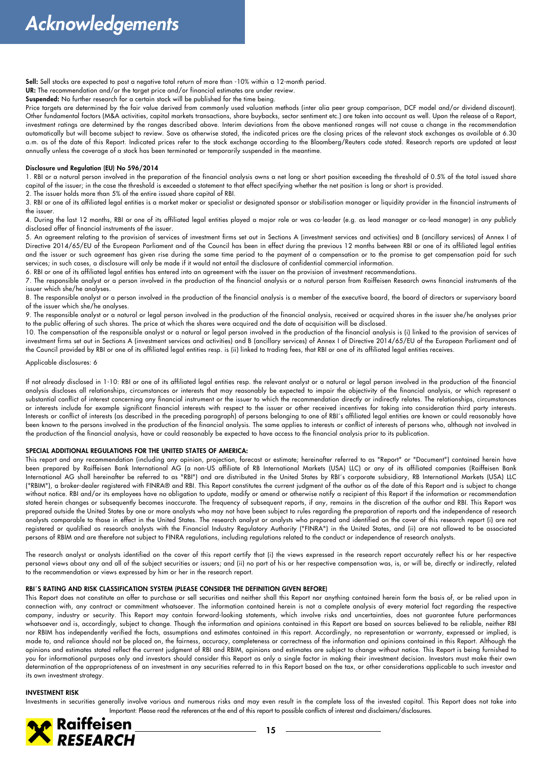# Acknowledgements

**Sell:** Sell stocks are expected to post a negative total return of more than -10% within a 12-month period.

**UR:** The recommendation and/or the target price and/or financial estimates are under review.

**Suspended:** No further research for a certain stock will be published for the time being.

Price targets are determined by the fair value derived from commonly used valuation methods (inter alia peer group comparison, DCF model and/or dividend discount). Other fundamental factors (M&A activities, capital markets transactions, share buybacks, sector sentiment etc.) are taken into account as well. Upon the release of a Report, investment ratings are determined by the ranges described above. Interim deviations from the above mentioned ranges will not cause a change in the recommendation automatically but will become subject to review. Save as otherwise stated, the indicated prices are the closing prices of the relevant stock exchanges as available at 6.30 a.m. as of the date of this Report. Indicated prices refer to the stock exchange according to the Bloomberg/Reuters code stated. Research reports are updated at least annually unless the coverage of a stock has been terminated or temporarily suspended in the meantime.

### Disclosure und Regulation (EU) No 596/2014

1. RBI or a natural person involved in the preparation of the financial analysis owns a net long or short position exceeding the threshold of 0.5% of the total issued share capital of the issuer; in the case the threshold is exceeded a statement to that effect specifying whether the net position is long or short is provided.
2. The issuer holds more than 5% of the entire issued share capital of RBI.
3. RBI or one of its affiliated legal entities is a market maker or specialist or designated sponsor or stabilisation manager or liquidity provider in the financial instruments of the issuer.
4. During the last 12 months, RBI or one of its affiliated legal entities played a major role or was co-leader (e.g. as lead manager or co-lead manager) in any publicly disclosed offer of financial instruments of the issuer.
5. An agreement relating to the provision of services of investment firms set out in Sections A (investment services and activities) and B (ancillary services) of Annex I of Directive 2014/65/EU of the European Parliament and of the Council has been in effect during the previous 12 months between RBI or one of its affiliated legal entities and the issuer or such agreement has given rise during the same time period to the payment of a compensation or to the promise to get compensation paid for such services; in such cases, a disclosure will only be made if it would not entail the disclosure of confidential commercial information.
6. RBI or one of its affiliated legal entities has entered into an agreement with the issuer on the provision of investment recommendations.
7. The responsible analyst or a person involved in the production of the financial analysis or a natural person from Raiffeisen Research owns financial instruments of the issuer which she/he analyses.
8. The responsible analyst or a person involved in the production of the financial analysis is a member of the executive board, the board of directors or supervisory board of the issuer which she/he analyses.
9. The responsible analyst or a natural or legal person involved in the production of the financial analysis, received or acquired shares in the issuer she/he analyses prior to the public offering of such shares. The price at which the shares were acquired and the date of acquisition will be disclosed.
10. The compensation of the responsible analyst or a natural or legal person involved in the production of the financial analysis is (i) linked to the provision of services of investment firms set out in Sections A (investment services and activities) and B (ancillary services) of Annex I of Directive 2014/65/EU of the European Parliament and of the Council provided by RBI or one of its affiliated legal entities resp. is (ii) linked to trading fees, that RBI or one of its affiliated legal entities receives.

Applicable disclosures: 6

If not already disclosed in 1-10: RBI or one of its affiliated legal entities resp. the relevant analyst or a natural or legal person involved in the production of the financial analysis discloses all relationships, circumstances or interests that may reasonably be expected to impair the objectivity of the financial analysis, or which represent a substantial conflict of interest concerning any financial instrument or the issuer to which the recommendation directly or indirectly relates. The relationships, circumstances or interests include for example significant financial interests with respect to the issuer or other received incentives for taking into consideration third party interests. Interests or conflict of interests (as described in the preceding paragraph) of persons belonging to one of RBI´s affiliated legal entities are known or could reasonably have been known to the persons involved in the production of the financial analysis. The same applies to interests or conflict of interests of persons who, although not involved in the production of the financial analysis, have or could reasonably be expected to have access to the financial analysis prior to its publication.

### SPECIAL ADDITIONAL REGULATIONS FOR THE UNITED STATES OF AMERICA:

This report and any recommendation (including any opinion, projection, forecast or estimate; hereinafter referred to as "Report" or "Document") contained herein have been prepared by Raiffeisen Bank International AG (a non-US affiliate of RB International Markets (USA) LLC) or any of its affiliated companies (Raiffeisen Bank International AG shall hereinafter be referred to as "RBI") and are distributed in the United States by RBI´s corporate subsidiary, RB International Markets (USA) LLC ("RBIM"), a broker-dealer registered with FINRA® and RBI. This Report constitutes the current judgment of the author as of the date of this Report and is subject to change without notice. RBI and/or its employees have no obligation to update, modify or amend or otherwise notify a recipient of this Report if the information or recommendation stated herein changes or subsequently becomes inaccurate. The frequency of subsequent reports, if any, remains in the discretion of the author and RBI. This Report was prepared outside the United States by one or more analysts who may not have been subject to rules regarding the preparation of reports and the independence of research analysts comparable to those in effect in the United States. The research analyst or analysts who prepared and identified on the cover of this research report (i) are not registered or qualified as research analysts with the Financial Industry Regulatory Authority ("FINRA") in the United States, and (ii) are not allowed to be associated persons of RBIM and are therefore not subject to FINRA regulations, including regulations related to the conduct or independence of research analysts.

The research analyst or analysts identified on the cover of this report certify that (i) the views expressed in the research report accurately reflect his or her respective personal views about any and all of the subject securities or issuers; and (ii) no part of his or her respective compensation was, is, or will be, directly or indirectly, related to the recommendation or views expressed by him or her in the research report.

### RBI´S RATING AND RISK CLASSIFICATION SYSTEM (PLEASE CONSIDER THE DEFINITION GIVEN BEFORE)

This Report does not constitute an offer to purchase or sell securities and neither shall this Report nor anything contained herein form the basis of, or be relied upon in connection with, any contract or commitment whatsoever. The information contained herein is not a complete analysis of every material fact regarding the respective company, industry or security. This Report may contain forward-looking statements, which involve risks and uncertainties, does not guarantee future performances whatsoever and is, accordingly, subject to change. Though the information and opinions contained in this Report are based on sources believed to be reliable, neither RBI nor RBIM has independently verified the facts, assumptions and estimates contained in this report. Accordingly, no representation or warranty, expressed or implied, is made to, and reliance should not be placed on, the fairness, accuracy, completeness or correctness of the information and opinions contained in this Report. Although the opinions and estimates stated reflect the current judgment of RBI and RBIM, opinions and estimates are subject to change without notice. This Report is being furnished to you for informational purposes only and investors should consider this Report as only a single factor in making their investment decision. Investors must make their own determination of the appropriateness of an investment in any securities referred to in this Report based on the tax, or other considerations applicable to such investor and its own investment strategy.

### INVESTMENT RISK

Investments in securities generally involve various and numerous risks and may even result in the complete loss of the invested capital. This Report does not take into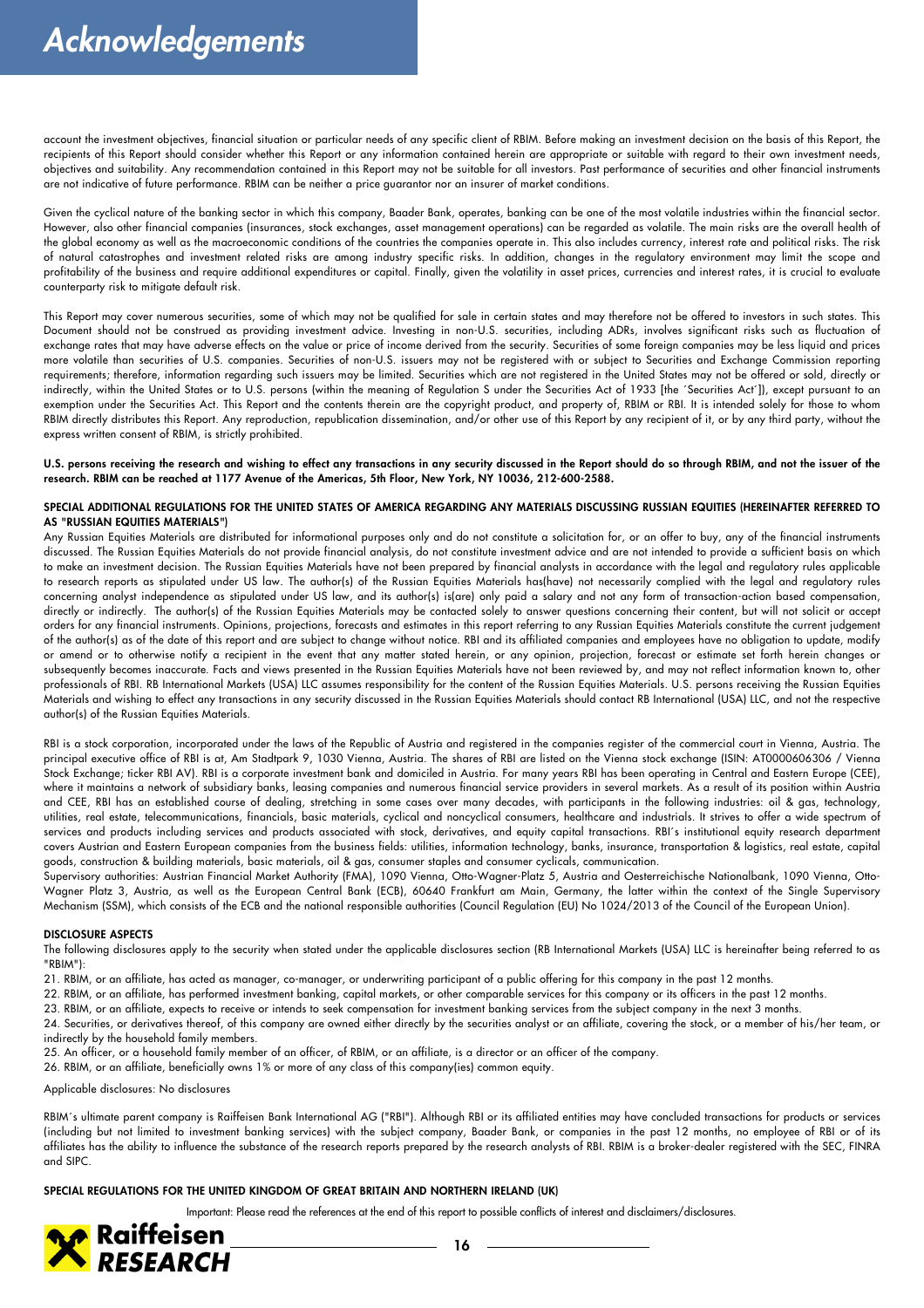# Acknowledgements

account the investment objectives, financial situation or particular needs of any specific client of RBIM. Before making an investment decision on the basis of this Report, the recipients of this Report should consider whether this Report or any information contained herein are appropriate or suitable with regard to their own investment needs, objectives and suitability. Any recommendation contained in this Report may not be suitable for all investors. Past performance of securities and other financial instruments are not indicative of future performance. RBIM can be neither a price guarantor nor an insurer of market conditions.

Given the cyclical nature of the banking sector in which this company, Baader Bank, operates, banking can be one of the most volatile industries within the financial sector. However, also other financial companies (insurances, stock exchanges, asset management operations) can be regarded as volatile. The main risks are the overall health of the global economy as well as the macroeconomic conditions of the countries the companies operate in. This also includes currency, interest rate and political risks. The risk of natural catastrophes and investment related risks are among industry specific risks. In addition, changes in the regulatory environment may limit the scope and profitability of the business and require additional expenditures or capital. Finally, given the volatility in asset prices, currencies and interest rates, it is crucial to evaluate counterparty risk to mitigate default risk.

This Report may cover numerous securities, some of which may not be qualified for sale in certain states and may therefore not be offered to investors in such states. This Document should not be construed as providing investment advice. Investing in non-U.S. securities, including ADRs, involves significant risks such as fluctuation of exchange rates that may have adverse effects on the value or price of income derived from the security. Securities of some foreign companies may be less liquid and prices more volatile than securities of U.S. companies. Securities of non-U.S. issuers may not be registered with or subject to Securities and Exchange Commission reporting requirements; therefore, information regarding such issuers may be limited. Securities which are not registered in the United States may not be offered or sold, directly or indirectly, within the United States or to U.S. persons (within the meaning of Regulation S under the Securities Act of 1933 [the ´Securities Act´]), except pursuant to an exemption under the Securities Act. This Report and the contents therein are the copyright product, and property of, RBIM or RBI. It is intended solely for those to whom RBIM directly distributes this Report. Any reproduction, republication dissemination, and/or other use of this Report by any recipient of it, or by any third party, without the express written consent of RBIM, is strictly prohibited.

**U.S. persons receiving the research and wishing to effect any transactions in any security discussed in the Report should do so through RBIM, and not the issuer of the research. RBIM can be reached at 1177 Avenue of the Americas, 5th Floor, New York, NY 10036, 212-600-2588.**

**SPECIAL ADDITIONAL REGULATIONS FOR THE UNITED STATES OF AMERICA REGARDING ANY MATERIALS DISCUSSING RUSSIAN EQUITIES (HEREINAFTER REFERRED TO AS "RUSSIAN EQUITIES MATERIALS")**

Any Russian Equities Materials are distributed for informational purposes only and do not constitute a solicitation for, or an offer to buy, any of the financial instruments discussed. The Russian Equities Materials do not provide financial analysis, do not constitute investment advice and are not intended to provide a sufficient basis on which to make an investment decision. The Russian Equities Materials have not been prepared by financial analysts in accordance with the legal and regulatory rules applicable to research reports as stipulated under US law. The author(s) of the Russian Equities Materials has(have) not necessarily complied with the legal and regulatory rules concerning analyst independence as stipulated under US law, and its author(s) is(are) only paid a salary and not any form of transaction-action based compensation, directly or indirectly. The author(s) of the Russian Equities Materials may be contacted solely to answer questions concerning their content, but will not solicit or accept orders for any financial instruments. Opinions, projections, forecasts and estimates in this report referring to any Russian Equities Materials constitute the current judgement of the author(s) as of the date of this report and are subject to change without notice. RBI and its affiliated companies and employees have no obligation to update, modify or amend or to otherwise notify a recipient in the event that any matter stated herein, or any opinion, projection, forecast or estimate set forth herein changes or subsequently becomes inaccurate. Facts and views presented in the Russian Equities Materials have not been reviewed by, and may not reflect information known to, other professionals of RBI. RB International Markets (USA) LLC assumes responsibility for the content of the Russian Equities Materials. U.S. persons receiving the Russian Equities Materials and wishing to effect any transactions in any security discussed in the Russian Equities Materials should contact RB International (USA) LLC, and not the respective author(s) of the Russian Equities Materials.

RBI is a stock corporation, incorporated under the laws of the Republic of Austria and registered in the companies register of the commercial court in Vienna, Austria. The principal executive office of RBI is at, Am Stadtpark 9, 1030 Vienna, Austria. The shares of RBI are listed on the Vienna stock exchange (ISIN: AT0000606306 / Vienna Stock Exchange; ticker RBI AV). RBI is a corporate investment bank and domiciled in Austria. For many years RBI has been operating in Central and Eastern Europe (CEE), where it maintains a network of subsidiary banks, leasing companies and numerous financial service providers in several markets. As a result of its position within Austria and CEE, RBI has an established course of dealing, stretching in some cases over many decades, with participants in the following industries: oil & gas, technology, utilities, real estate, telecommunications, financials, basic materials, cyclical and noncyclical consumers, healthcare and industrials. It strives to offer a wide spectrum of services and products including services and products associated with stock, derivatives, and equity capital transactions. RBI´s institutional equity research department covers Austrian and Eastern European companies from the business fields: utilities, information technology, banks, insurance, transportation & logistics, real estate, capital goods, construction & building materials, basic materials, oil & gas, consumer staples and consumer cyclicals, communication.

Supervisory authorities: Austrian Financial Market Authority (FMA), 1090 Vienna, Otto-Wagner-Platz 5, Austria and Oesterreichische Nationalbank, 1090 Vienna, Otto-Wagner Platz 3, Austria, as well as the European Central Bank (ECB), 60640 Frankfurt am Main, Germany, the latter within the context of the Single Supervisory Mechanism (SSM), which consists of the ECB and the national responsible authorities (Council Regulation (EU) No 1024/2013 of the Council of the European Union).

**DISCLOSURE ASPECTS**

The following disclosures apply to the security when stated under the applicable disclosures section (RB International Markets (USA) LLC is hereinafter being referred to as "RBIM"):

21. RBIM, or an affiliate, has acted as manager, co-manager, or underwriting participant of a public offering for this company in the past 12 months.
22. RBIM, or an affiliate, has performed investment banking, capital markets, or other comparable services for this company or its officers in the past 12 months.
23. RBIM, or an affiliate, expects to receive or intends to seek compensation for investment banking services from the subject company in the next 3 months.
24. Securities, or derivatives thereof, of this company are owned either directly by the securities analyst or an affiliate, covering the stock, or a member of his/her team, or indirectly by the household family members.
25. An officer, or a household family member of an officer, of RBIM, or an affiliate, is a director or an officer of the company.
26. RBIM, or an affiliate, beneficially owns 1% or more of any class of this company(ies) common equity.

Applicable disclosures: No disclosures

RBIM´s ultimate parent company is Raiffeisen Bank International AG ("RBI"). Although RBI or its affiliated entities may have concluded transactions for products or services (including but not limited to investment banking services) with the subject company, Baader Bank, or companies in the past 12 months, no employee of RBI or of its affiliates has the ability to influence the substance of the research reports prepared by the research analysts of RBI. RBIM is a broker-dealer registered with the SEC, FINRA and SIPC.

**SPECIAL REGULATIONS FOR THE UNITED KINGDOM OF GREAT BRITAIN AND NORTHERN IRELAND (UK)**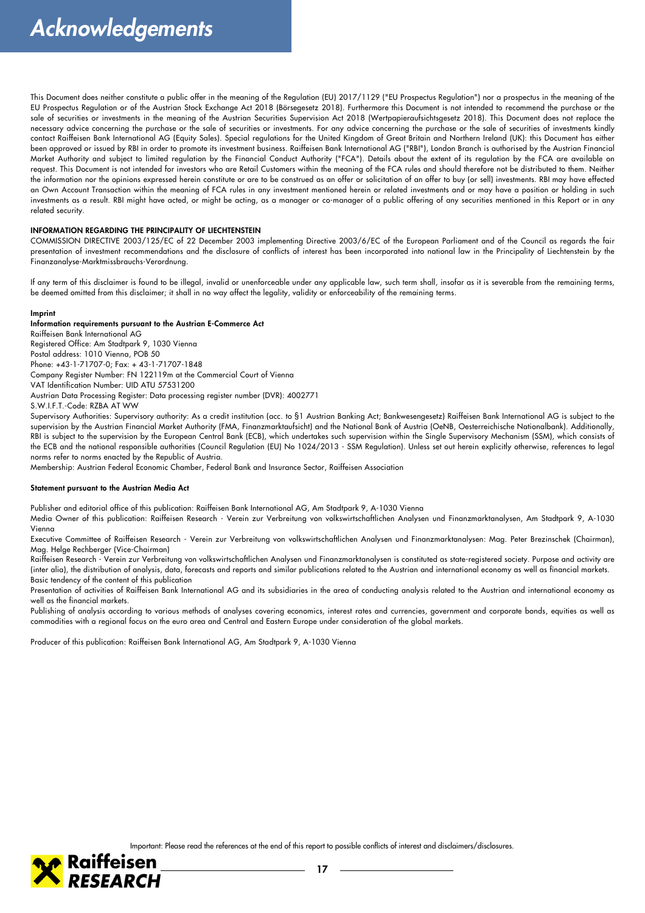# Acknowledgements

This Document does neither constitute a public offer in the meaning of the Regulation (EU) 2017/1129 ("EU Prospectus Regulation") nor a prospectus in the meaning of the EU Prospectus Regulation or of the Austrian Stock Exchange Act 2018 (Börsegesetz 2018). Furthermore this Document is not intended to recommend the purchase or the sale of securities or investments in the meaning of the Austrian Securities Supervision Act 2018 (Wertpapieraufsichtsgesetz 2018). This Document does not replace the necessary advice concerning the purchase or the sale of securities or investments. For any advice concerning the purchase or the sale of securities of investments kindly contact Raiffeisen Bank International AG (Equity Sales). Special regulations for the United Kingdom of Great Britain and Northern Ireland (UK): this Document has either been approved or issued by RBI in order to promote its investment business. Raiffeisen Bank International AG ("RBI"), London Branch is authorised by the Austrian Financial Market Authority and subject to limited regulation by the Financial Conduct Authority ("FCA"). Details about the extent of its regulation by the FCA are available on request. This Document is not intended for investors who are Retail Customers within the meaning of the FCA rules and should therefore not be distributed to them. Neither the information nor the opinions expressed herein constitute or are to be construed as an offer or solicitation of an offer to buy (or sell) investments. RBI may have effected an Own Account Transaction within the meaning of FCA rules in any investment mentioned herein or related investments and or may have a position or holding in such investments as a result. RBI might have acted, or might be acting, as a manager or co-manager of a public offering of any securities mentioned in this Report or in any related security.

**INFORMATION REGARDING THE PRINCIPALITY OF LIECHTENSTEIN**

COMMISSION DIRECTIVE 2003/125/EC of 22 December 2003 implementing Directive 2003/6/EC of the European Parliament and of the Council as regards the fair presentation of investment recommendations and the disclosure of conflicts of interest has been incorporated into national law in the Principality of Liechtenstein by the Finanzanalyse-Marktmissbrauchs-Verordnung.

If any term of this disclaimer is found to be illegal, invalid or unenforceable under any applicable law, such term shall, insofar as it is severable from the remaining terms, be deemed omitted from this disclaimer; it shall in no way affect the legality, validity or enforceability of the remaining terms.

**Imprint**

**Information requirements pursuant to the Austrian E-Commerce Act**

Raiffeisen Bank International AG
Registered Office: Am Stadtpark 9, 1030 Vienna
Postal address: 1010 Vienna, POB 50
Phone: +43-1-71707-0; Fax: + 43-1-71707-1848
Company Register Number: FN 122119m at the Commercial Court of Vienna
VAT Identification Number: UID ATU 57531200
Austrian Data Processing Register: Data processing register number (DVR): 4002771
S.W.I.F.T.-Code: RZBA AT WW

Supervisory Authorities: Supervisory authority: As a credit institution (acc. to §1 Austrian Banking Act; Bankwesengesetz) Raiffeisen Bank International AG is subject to the supervision by the Austrian Financial Market Authority (FMA, Finanzmarktaufsicht) and the National Bank of Austria (OeNB, Oesterreichische Nationalbank). Additionally, RBI is subject to the supervision by the European Central Bank (ECB), which undertakes such supervision within the Single Supervisory Mechanism (SSM), which consists of the ECB and the national responsible authorities (Council Regulation (EU) No 1024/2013 - SSM Regulation). Unless set out herein explicitly otherwise, references to legal norms refer to norms enacted by the Republic of Austria.

Membership: Austrian Federal Economic Chamber, Federal Bank and Insurance Sector, Raiffeisen Association

**Statement pursuant to the Austrian Media Act**

Publisher and editorial office of this publication: Raiffeisen Bank International AG, Am Stadtpark 9, A-1030 Vienna

Media Owner of this publication: Raiffeisen Research - Verein zur Verbreitung von volkswirtschaftlichen Analysen und Finanzmarktanalysen, Am Stadtpark 9, A-1030 Vienna

Executive Committee of Raiffeisen Research - Verein zur Verbreitung von volkswirtschaftlichen Analysen und Finanzmarktanalysen: Mag. Peter Brezinschek (Chairman), Mag. Helge Rechberger (Vice-Chairman)

Raiffeisen Research - Verein zur Verbreitung von volkswirtschaftlichen Analysen und Finanzmarktanalysen is constituted as state-registered society. Purpose and activity are (inter alia), the distribution of analysis, data, forecasts and reports and similar publications related to the Austrian and international economy as well as financial markets.

Basic tendency of the content of this publication

Presentation of activities of Raiffeisen Bank International AG and its subsidiaries in the area of conducting analysis related to the Austrian and international economy as well as the financial markets.

Publishing of analysis according to various methods of analyses covering economics, interest rates and currencies, government and corporate bonds, equities as well as commodities with a regional focus on the euro area and Central and Eastern Europe under consideration of the global markets.

Producer of this publication: Raiffeisen Bank International AG, Am Stadtpark 9, A-1030 Vienna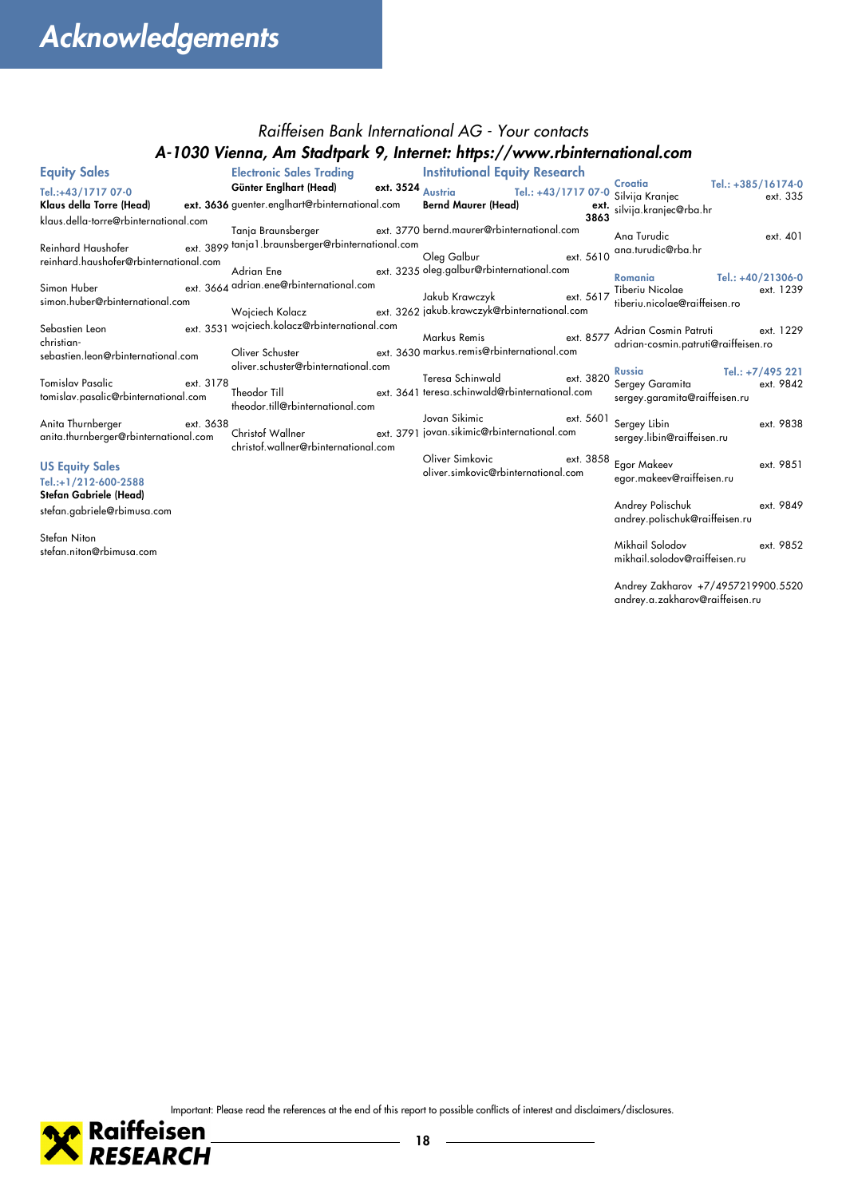# Acknowledgements

*Raiffeisen Bank International AG - Your contacts*

***A-1030 Vienna, Am Stadtpark 9, Internet: https://www.rbinternational.com***

## Equity Sales

Tel.:+43/1717 07-0

**Klaus della Torre (Head)** ext. 3636
klaus.della-torre@rbinternational.com

Reinhard Haushofer ext. 3899
reinhard.haushofer@rbinternational.com

Simon Huber ext. 3664
simon.huber@rbinternational.com

Sebastien Leon ext. 3531
christian-
sebastien.leon@rbinternational.com

Tomislav Pasalic ext. 3178
tomislav.pasalic@rbinternational.com

Anita Thurnberger ext. 3638
anita.thurnberger@rbinternational.com

## US Equity Sales

Tel.:+1/212-600-2588

**Stefan Gabriele (Head)**
stefan.gabriele@rbimusa.com

Stefan Niton
stefan.niton@rbimusa.com

## Electronic Sales Trading

**Günter Englhart (Head)** ext. 3524
guenter.englhart@rbinternational.com

Tanja Braunsberger ext. 3770
tanja1.braunsberger@rbinternational.com

Adrian Ene ext. 3235
adrian.ene@rbinternational.com

Wojciech Kolacz ext. 3262
wojciech.kolacz@rbinternational.com

Oliver Schuster ext. 3630
oliver.schuster@rbinternational.com

Theodor Till ext. 3641
theodor.till@rbinternational.com

Christof Wallner ext. 3791
christof.wallner@rbinternational.com

## Institutional Equity Research

**Austria** Tel.: +43/1717 07-0

**Bernd Maurer (Head)** ext. 3863
bernd.maurer@rbinternational.com

Oleg Galbur ext. 5610
oleg.galbur@rbinternational.com

Jakub Krawczyk ext. 5617
jakub.krawczyk@rbinternational.com

Markus Remis ext. 8577
markus.remis@rbinternational.com

Teresa Schinwald ext. 3820
teresa.schinwald@rbinternational.com

Jovan Sikimic ext. 5601
jovan.sikimic@rbinternational.com

Oliver Simkovic ext. 3858
oliver.simkovic@rbinternational.com

**Croatia** Tel.: +385/16174-0

Silvija Kranjec ext. 335
silvija.kranjec@rba.hr

Ana Turudic ext. 401
ana.turudic@rba.hr

**Romania** Tel.: +40/21306-0

Tiberiu Nicolae ext. 1239
tiberiu.nicolae@raiffeisen.ro

Adrian Cosmin Patruti ext. 1229
adrian-cosmin.patruti@raiffeisen.ro

**Russia** Tel.: +7/495 221

Sergey Garamita ext. 9842
sergey.garamita@raiffeisen.ru

Sergey Libin ext. 9838
sergey.libin@raiffeisen.ru

Egor Makeev ext. 9851
egor.makeev@raiffeisen.ru

Andrey Polischuk ext. 9849
andrey.polischuk@raiffeisen.ru

Mikhail Solodov ext. 9852
mikhail.solodov@raiffeisen.ru

Andrey Zakharov +7/4957219900.5520
andrey.a.zakharov@raiffeisen.ru

Important: Please read the references at the end of this report to possible conflicts of interest and disclaimers/disclosures.